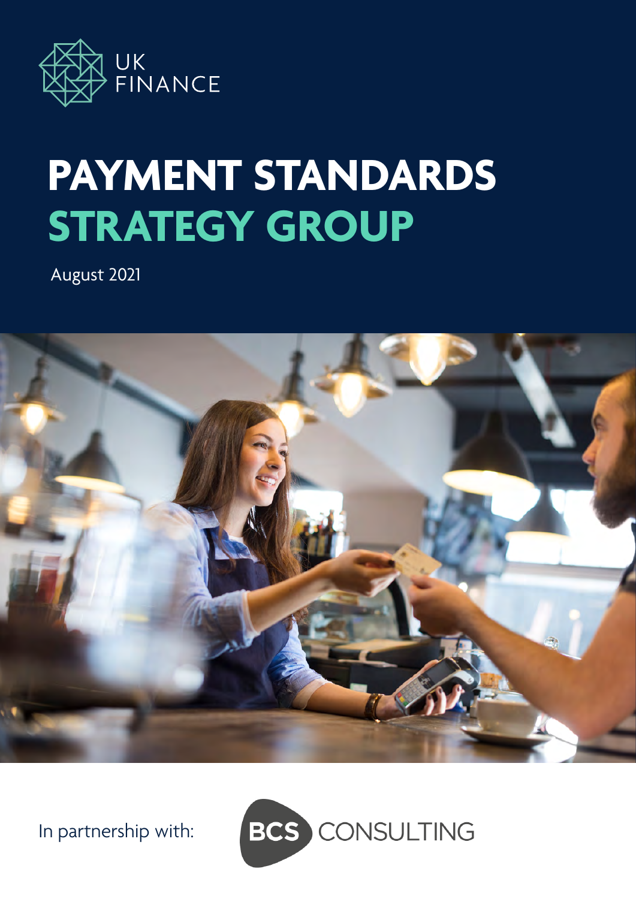UK FINANCE

# PAYMENT STANDARDS STRATEGY GROUP

August 2021

In partnership with: BCS CONSULTING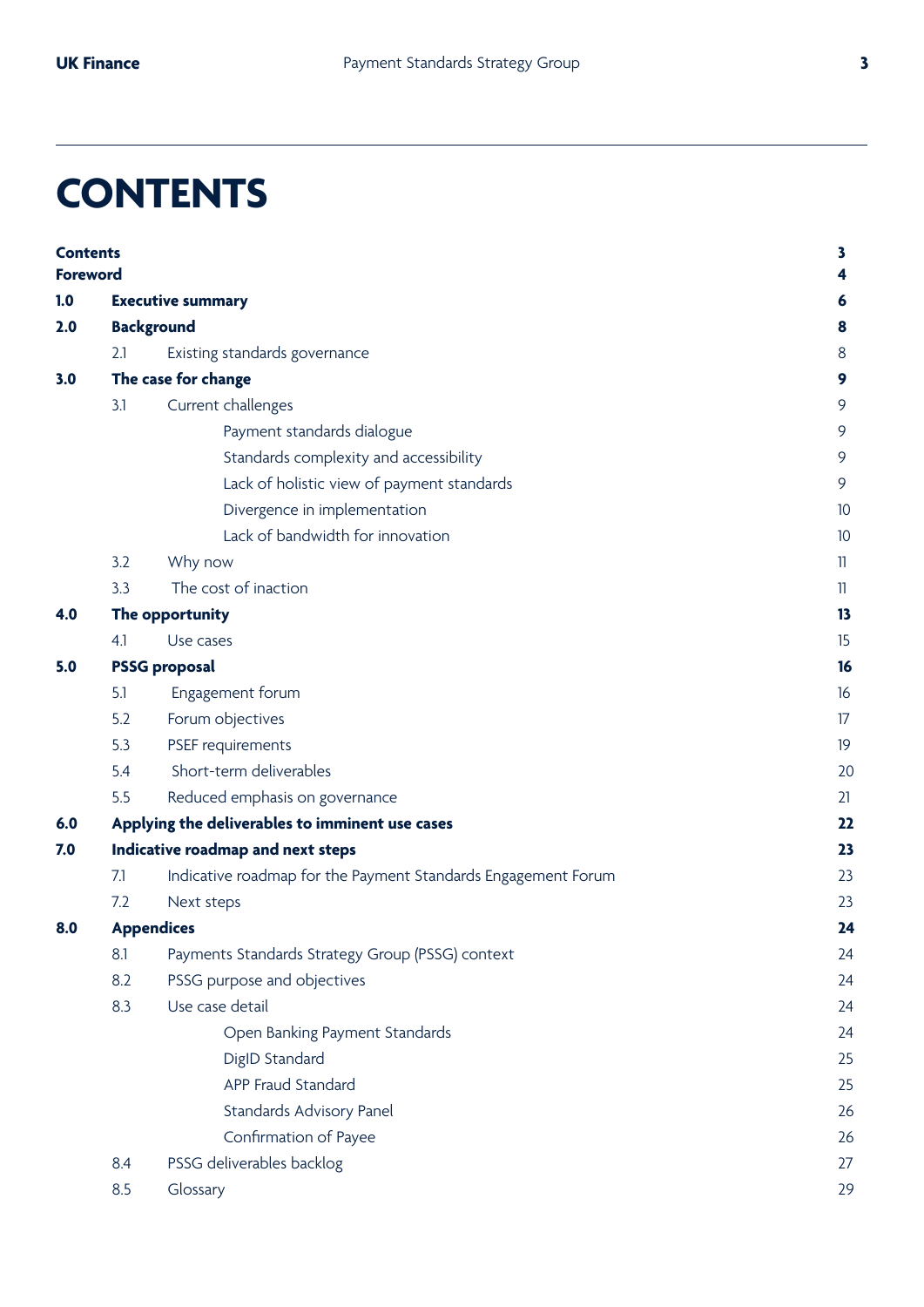# CONTENTS

| | | | |
|---|---|---|---|
| **Contents** | | | **3** |
| **Foreword** | | | **4** |
| **1.0** | **Executive summary** | | **6** |
| **2.0** | **Background** | | **8** |
| | 2.1 | Existing standards governance | 8 |
| **3.0** | **The case for change** | | **9** |
| | 3.1 | Current challenges | 9 |
| | | Payment standards dialogue | 9 |
| | | Standards complexity and accessibility | 9 |
| | | Lack of holistic view of payment standards | 9 |
| | | Divergence in implementation | 10 |
| | | Lack of bandwidth for innovation | 10 |
| | 3.2 | Why now | 11 |
| | 3.3 | The cost of inaction | 11 |
| **4.0** | **The opportunity** | | **13** |
| | 4.1 | Use cases | 15 |
| **5.0** | **PSSG proposal** | | **16** |
| | 5.1 | Engagement forum | 16 |
| | 5.2 | Forum objectives | 17 |
| | 5.3 | PSEF requirements | 19 |
| | 5.4 | Short-term deliverables | 20 |
| | 5.5 | Reduced emphasis on governance | 21 |
| **6.0** | **Applying the deliverables to imminent use cases** | | **22** |
| **7.0** | **Indicative roadmap and next steps** | | **23** |
| | 7.1 | Indicative roadmap for the Payment Standards Engagement Forum | 23 |
| | 7.2 | Next steps | 23 |
| **8.0** | **Appendices** | | **24** |
| | 8.1 | Payments Standards Strategy Group (PSSG) context | 24 |
| | 8.2 | PSSG purpose and objectives | 24 |
| | 8.3 | Use case detail | 24 |
| | | Open Banking Payment Standards | 24 |
| | | DigID Standard | 25 |
| | | APP Fraud Standard | 25 |
| | | Standards Advisory Panel | 26 |
| | | Confirmation of Payee | 26 |
| | 8.4 | PSSG deliverables backlog | 27 |
| | 8.5 | Glossary | 29 |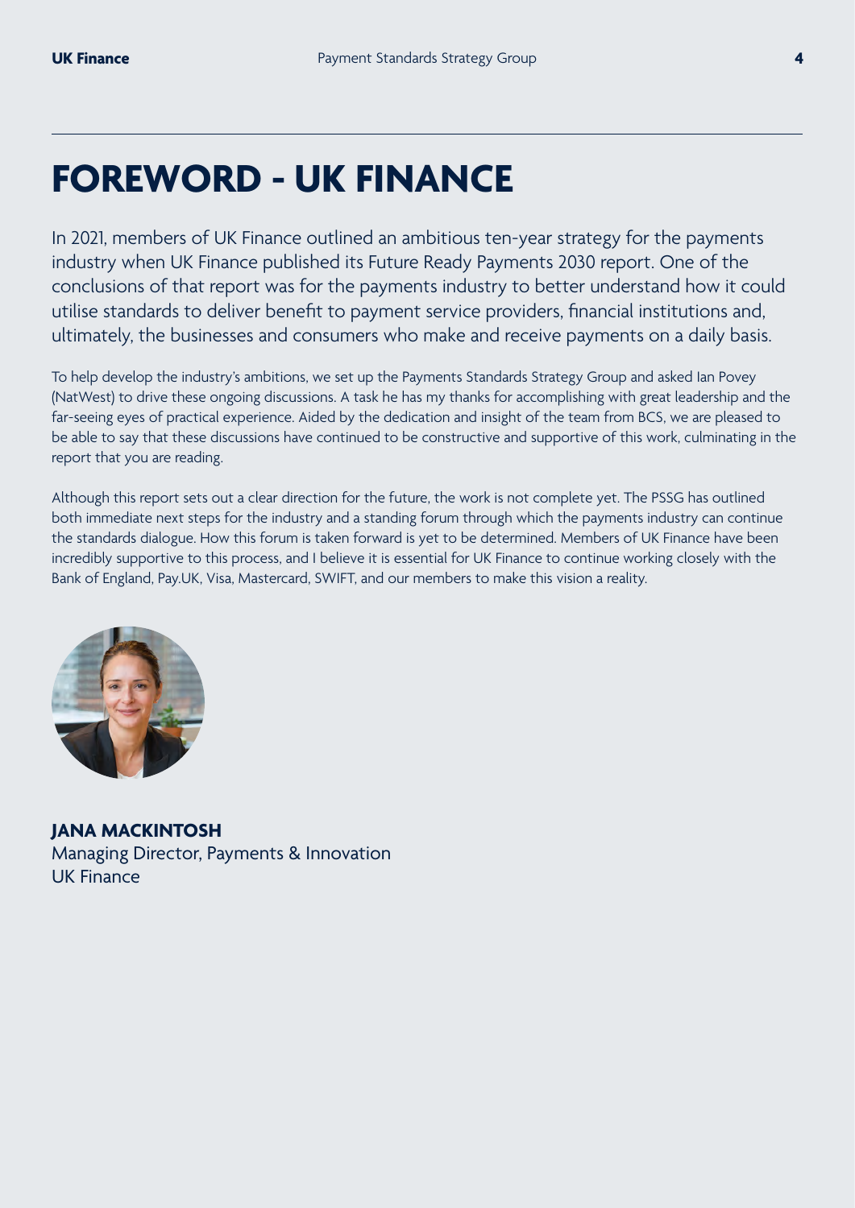# FOREWORD - UK FINANCE

In 2021, members of UK Finance outlined an ambitious ten-year strategy for the payments industry when UK Finance published its Future Ready Payments 2030 report. One of the conclusions of that report was for the payments industry to better understand how it could utilise standards to deliver benefit to payment service providers, financial institutions and, ultimately, the businesses and consumers who make and receive payments on a daily basis.

To help develop the industry's ambitions, we set up the Payments Standards Strategy Group and asked Ian Povey (NatWest) to drive these ongoing discussions. A task he has my thanks for accomplishing with great leadership and the far-seeing eyes of practical experience. Aided by the dedication and insight of the team from BCS, we are pleased to be able to say that these discussions have continued to be constructive and supportive of this work, culminating in the report that you are reading.

Although this report sets out a clear direction for the future, the work is not complete yet. The PSSG has outlined both immediate next steps for the industry and a standing forum through which the payments industry can continue the standards dialogue. How this forum is taken forward is yet to be determined. Members of UK Finance have been incredibly supportive to this process, and I believe it is essential for UK Finance to continue working closely with the Bank of England, Pay.UK, Visa, Mastercard, SWIFT, and our members to make this vision a reality.

**JANA MACKINTOSH**
Managing Director, Payments & Innovation
UK Finance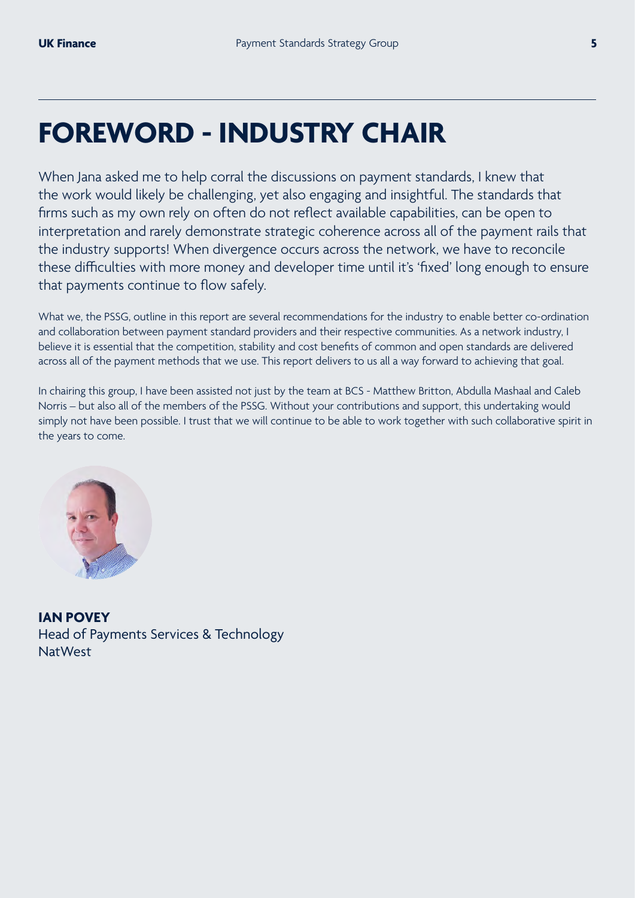# FOREWORD - INDUSTRY CHAIR

When Jana asked me to help corral the discussions on payment standards, I knew that the work would likely be challenging, yet also engaging and insightful. The standards that firms such as my own rely on often do not reflect available capabilities, can be open to interpretation and rarely demonstrate strategic coherence across all of the payment rails that the industry supports! When divergence occurs across the network, we have to reconcile these difficulties with more money and developer time until it's 'fixed' long enough to ensure that payments continue to flow safely.

What we, the PSSG, outline in this report are several recommendations for the industry to enable better co-ordination and collaboration between payment standard providers and their respective communities. As a network industry, I believe it is essential that the competition, stability and cost benefits of common and open standards are delivered across all of the payment methods that we use. This report delivers to us all a way forward to achieving that goal.

In chairing this group, I have been assisted not just by the team at BCS - Matthew Britton, Abdulla Mashaal and Caleb Norris – but also all of the members of the PSSG. Without your contributions and support, this undertaking would simply not have been possible. I trust that we will continue to be able to work together with such collaborative spirit in the years to come.

**IAN POVEY**
Head of Payments Services & Technology
NatWest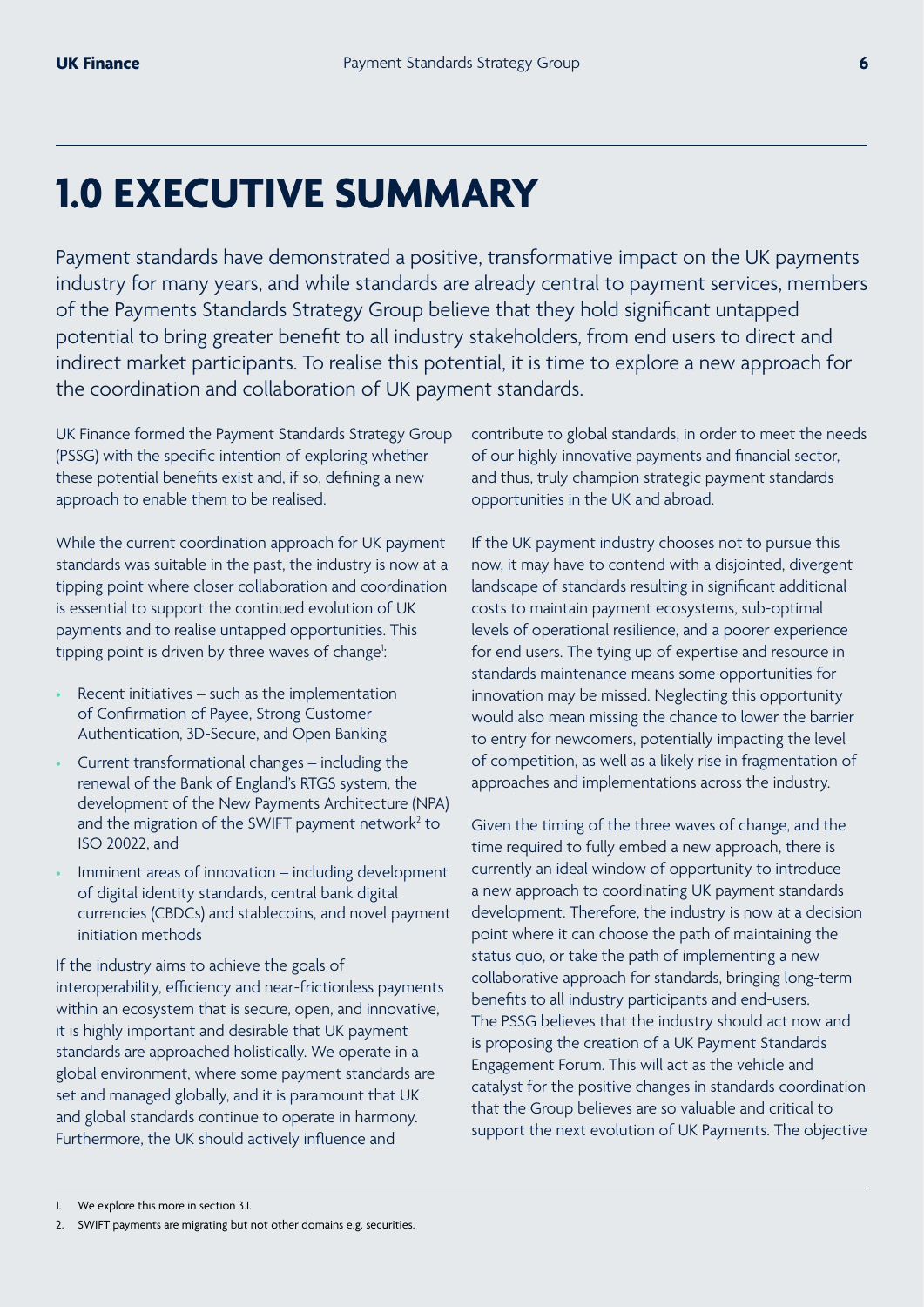# 1.0 EXECUTIVE SUMMARY

Payment standards have demonstrated a positive, transformative impact on the UK payments industry for many years, and while standards are already central to payment services, members of the Payments Standards Strategy Group believe that they hold significant untapped potential to bring greater benefit to all industry stakeholders, from end users to direct and indirect market participants. To realise this potential, it is time to explore a new approach for the coordination and collaboration of UK payment standards.

UK Finance formed the Payment Standards Strategy Group (PSSG) with the specific intention of exploring whether these potential benefits exist and, if so, defining a new approach to enable them to be realised.

While the current coordination approach for UK payment standards was suitable in the past, the industry is now at a tipping point where closer collaboration and coordination is essential to support the continued evolution of UK payments and to realise untapped opportunities. This tipping point is driven by three waves of change[1]:

- Recent initiatives – such as the implementation of Confirmation of Payee, Strong Customer Authentication, 3D-Secure, and Open Banking
- Current transformational changes – including the renewal of the Bank of England's RTGS system, the development of the New Payments Architecture (NPA) and the migration of the SWIFT payment network[2] to ISO 20022, and
- Imminent areas of innovation – including development of digital identity standards, central bank digital currencies (CBDCs) and stablecoins, and novel payment initiation methods

If the industry aims to achieve the goals of interoperability, efficiency and near-frictionless payments within an ecosystem that is secure, open, and innovative, it is highly important and desirable that UK payment standards are approached holistically. We operate in a global environment, where some payment standards are set and managed globally, and it is paramount that UK and global standards continue to operate in harmony. Furthermore, the UK should actively influence and contribute to global standards, in order to meet the needs of our highly innovative payments and financial sector, and thus, truly champion strategic payment standards opportunities in the UK and abroad.

If the UK payment industry chooses not to pursue this now, it may have to contend with a disjointed, divergent landscape of standards resulting in significant additional costs to maintain payment ecosystems, sub-optimal levels of operational resilience, and a poorer experience for end users. The tying up of expertise and resource in standards maintenance means some opportunities for innovation may be missed. Neglecting this opportunity would also mean missing the chance to lower the barrier to entry for newcomers, potentially impacting the level of competition, as well as a likely rise in fragmentation of approaches and implementations across the industry.

Given the timing of the three waves of change, and the time required to fully embed a new approach, there is currently an ideal window of opportunity to introduce a new approach to coordinating UK payment standards development. Therefore, the industry is now at a decision point where it can choose the path of maintaining the status quo, or take the path of implementing a new collaborative approach for standards, bringing long-term benefits to all industry participants and end-users. The PSSG believes that the industry should act now and is proposing the creation of a UK Payment Standards Engagement Forum. This will act as the vehicle and catalyst for the positive changes in standards coordination that the Group believes are so valuable and critical to support the next evolution of UK Payments. The objective

1. We explore this more in section 3.1.
2. SWIFT payments are migrating but not other domains e.g. securities.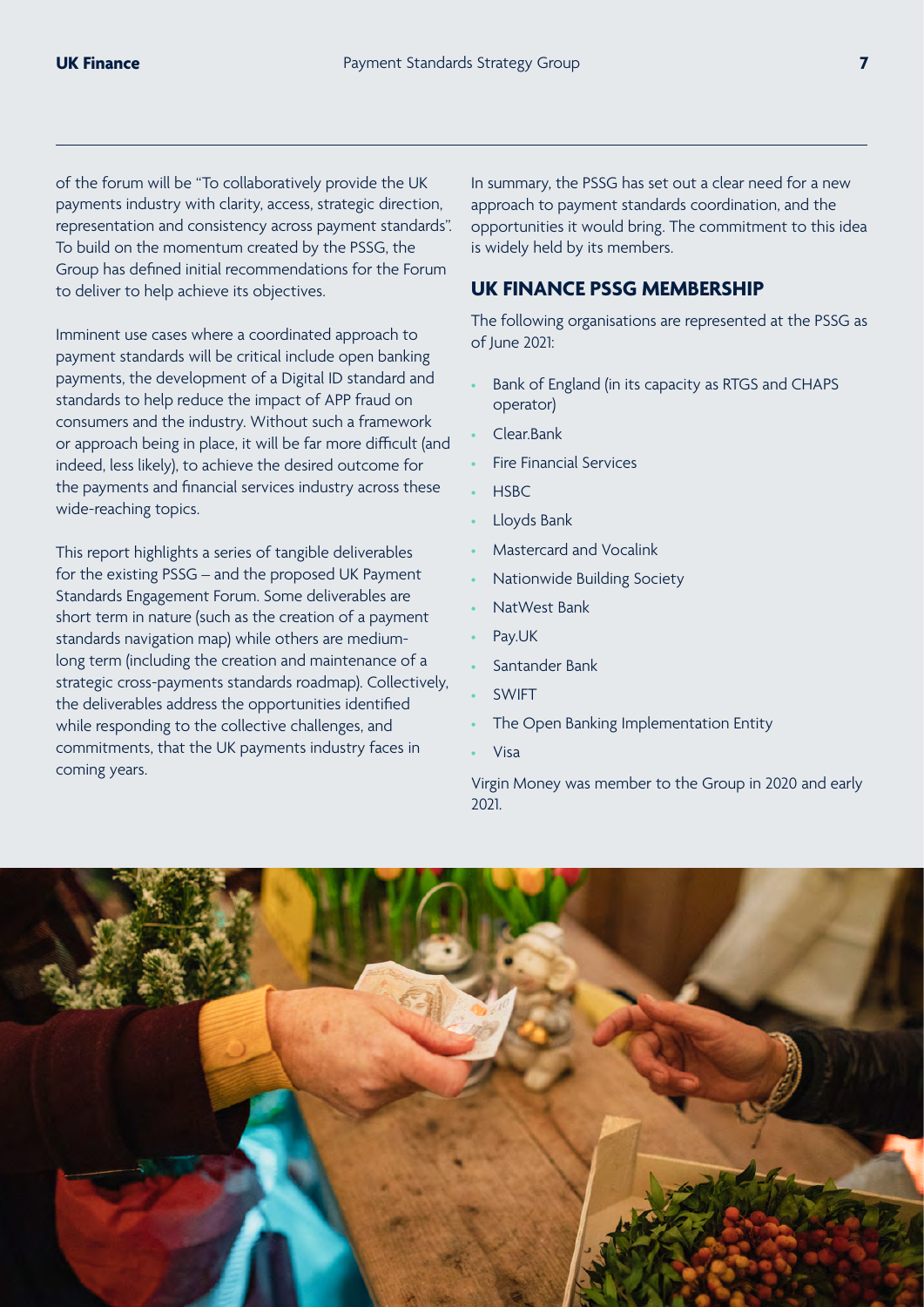of the forum will be "To collaboratively provide the UK payments industry with clarity, access, strategic direction, representation and consistency across payment standards". To build on the momentum created by the PSSG, the Group has defined initial recommendations for the Forum to deliver to help achieve its objectives.

Imminent use cases where a coordinated approach to payment standards will be critical include open banking payments, the development of a Digital ID standard and standards to help reduce the impact of APP fraud on consumers and the industry. Without such a framework or approach being in place, it will be far more difficult (and indeed, less likely), to achieve the desired outcome for the payments and financial services industry across these wide-reaching topics.

This report highlights a series of tangible deliverables for the existing PSSG – and the proposed UK Payment Standards Engagement Forum. Some deliverables are short term in nature (such as the creation of a payment standards navigation map) while others are medium-long term (including the creation and maintenance of a strategic cross-payments standards roadmap). Collectively, the deliverables address the opportunities identified while responding to the collective challenges, and commitments, that the UK payments industry faces in coming years.

In summary, the PSSG has set out a clear need for a new approach to payment standards coordination, and the opportunities it would bring. The commitment to this idea is widely held by its members.

## UK FINANCE PSSG MEMBERSHIP

The following organisations are represented at the PSSG as of June 2021:

- Bank of England (in its capacity as RTGS and CHAPS operator)
- Clear.Bank
- Fire Financial Services
- HSBC
- Lloyds Bank
- Mastercard and Vocalink
- Nationwide Building Society
- NatWest Bank
- Pay.UK
- Santander Bank
- SWIFT
- The Open Banking Implementation Entity
- Visa

Virgin Money was member to the Group in 2020 and early 2021.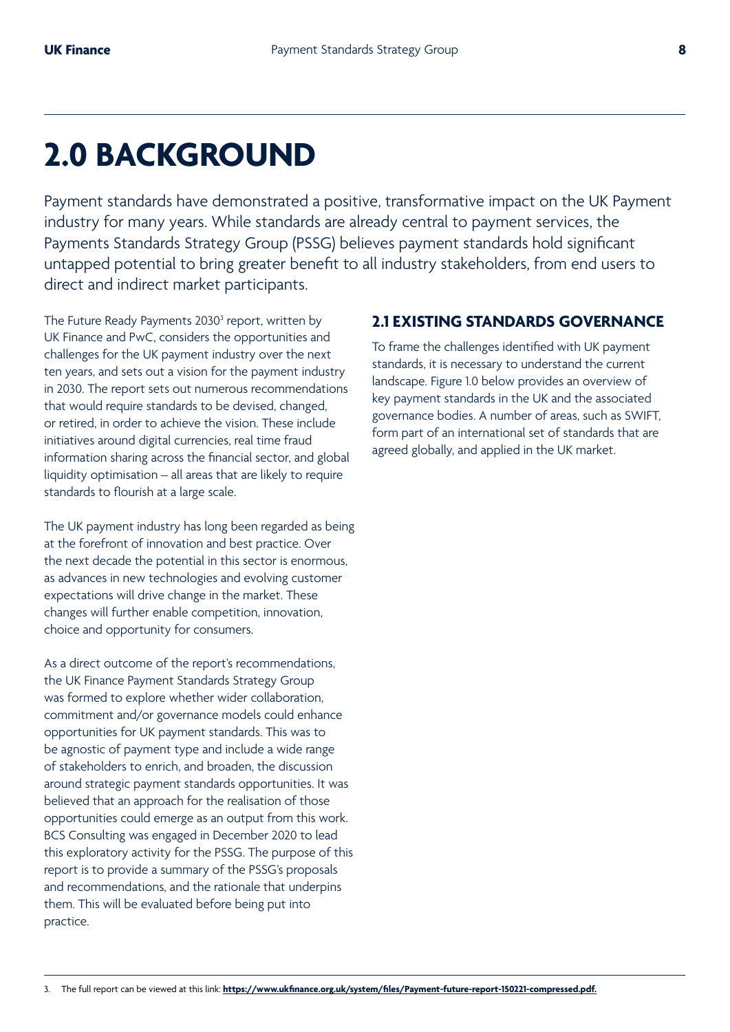# 2.0 BACKGROUND

Payment standards have demonstrated a positive, transformative impact on the UK Payment industry for many years. While standards are already central to payment services, the Payments Standards Strategy Group (PSSG) believes payment standards hold significant untapped potential to bring greater benefit to all industry stakeholders, from end users to direct and indirect market participants.

The Future Ready Payments 2030[3] report, written by UK Finance and PwC, considers the opportunities and challenges for the UK payment industry over the next ten years, and sets out a vision for the payment industry in 2030. The report sets out numerous recommendations that would require standards to be devised, changed, or retired, in order to achieve the vision. These include initiatives around digital currencies, real time fraud information sharing across the financial sector, and global liquidity optimisation – all areas that are likely to require standards to flourish at a large scale.

The UK payment industry has long been regarded as being at the forefront of innovation and best practice. Over the next decade the potential in this sector is enormous, as advances in new technologies and evolving customer expectations will drive change in the market. These changes will further enable competition, innovation, choice and opportunity for consumers.

As a direct outcome of the report's recommendations, the UK Finance Payment Standards Strategy Group was formed to explore whether wider collaboration, commitment and/or governance models could enhance opportunities for UK payment standards. This was to be agnostic of payment type and include a wide range of stakeholders to enrich, and broaden, the discussion around strategic payment standards opportunities. It was believed that an approach for the realisation of those opportunities could emerge as an output from this work. BCS Consulting was engaged in December 2020 to lead this exploratory activity for the PSSG. The purpose of this report is to provide a summary of the PSSG's proposals and recommendations, and the rationale that underpins them. This will be evaluated before being put into practice.

## 2.1 EXISTING STANDARDS GOVERNANCE

To frame the challenges identified with UK payment standards, it is necessary to understand the current landscape. Figure 1.0 below provides an overview of key payment standards in the UK and the associated governance bodies. A number of areas, such as SWIFT, form part of an international set of standards that are agreed globally, and applied in the UK market.

3. The full report can be viewed at this link: **https://www.ukfinance.org.uk/system/files/Payment-future-report-150221-compressed.pdf.**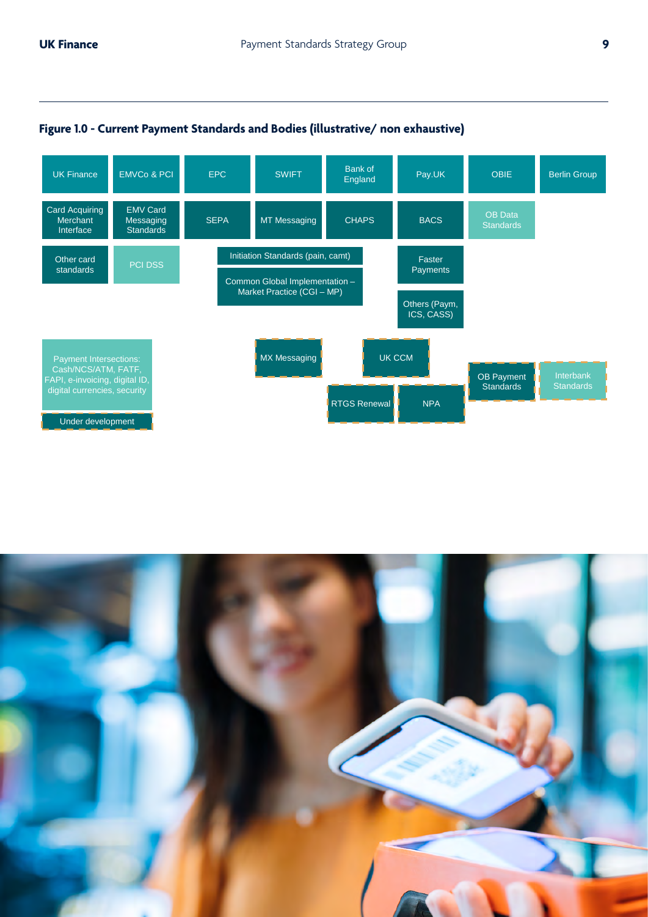**Figure 1.0 - Current Payment Standards and Bodies (illustrative/ non exhaustive)**

| UK Finance | EMVCo & PCI | EPC | SWIFT | Bank of England | Pay.UK | OBIE | Berlin Group |
|---|---|---|---|---|---|---|---|
| Card Acquiring Merchant Interface | EMV Card Messaging Standards | SEPA | MT Messaging | CHAPS | BACS | OB Data Standards | |
| Other card standards | PCI DSS | Initiation Standards (pain, camt) | | | Faster Payments | | |
| | | Common Global Implementation – Market Practice (CGI – MP) | | | Others (Paym, ICS, CASS) | | |
| | | | MX Messaging | UK CCM | | OB Payment Standards | Interbank Standards |
| | | | | RTGS Renewal | NPA | | |

Payment Intersections: Cash/NCS/ATM, FATF, FAPI, e-invoicing, digital ID, digital currencies, security

Under development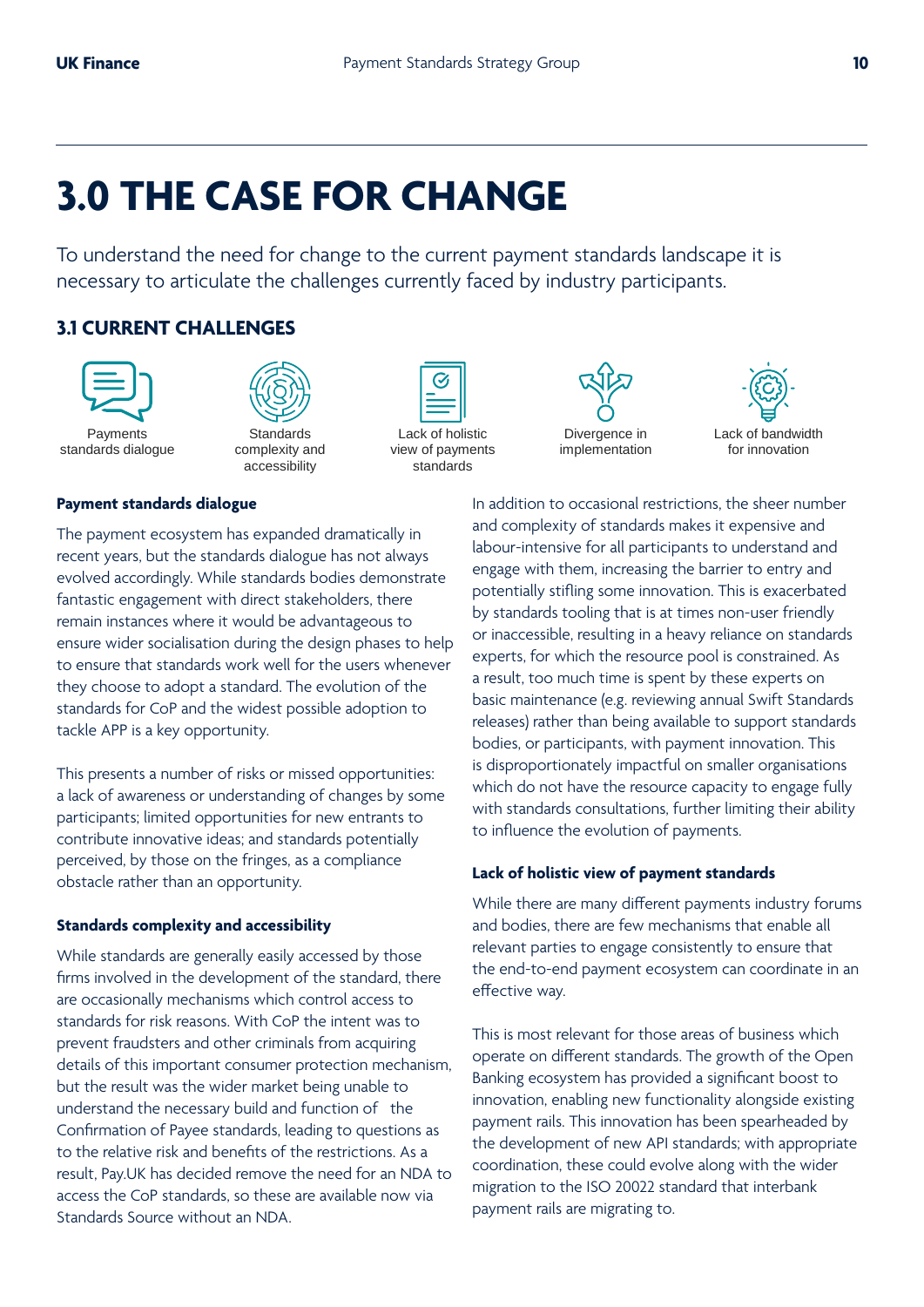# 3.0 THE CASE FOR CHANGE

To understand the need for change to the current payment standards landscape it is necessary to articulate the challenges currently faced by industry participants.

## 3.1 CURRENT CHALLENGES

Payments standards dialogue

Standards complexity and accessibility

Lack of holistic view of payments standards

Divergence in implementation

Lack of bandwidth for innovation

### Payment standards dialogue

The payment ecosystem has expanded dramatically in recent years, but the standards dialogue has not always evolved accordingly. While standards bodies demonstrate fantastic engagement with direct stakeholders, there remain instances where it would be advantageous to ensure wider socialisation during the design phases to help to ensure that standards work well for the users whenever they choose to adopt a standard. The evolution of the standards for CoP and the widest possible adoption to tackle APP is a key opportunity.

This presents a number of risks or missed opportunities: a lack of awareness or understanding of changes by some participants; limited opportunities for new entrants to contribute innovative ideas; and standards potentially perceived, by those on the fringes, as a compliance obstacle rather than an opportunity.

### Standards complexity and accessibility

While standards are generally easily accessed by those firms involved in the development of the standard, there are occasionally mechanisms which control access to standards for risk reasons. With CoP the intent was to prevent fraudsters and other criminals from acquiring details of this important consumer protection mechanism, but the result was the wider market being unable to understand the necessary build and function of the Confirmation of Payee standards, leading to questions as to the relative risk and benefits of the restrictions. As a result, Pay.UK has decided remove the need for an NDA to access the CoP standards, so these are available now via Standards Source without an NDA.

In addition to occasional restrictions, the sheer number and complexity of standards makes it expensive and labour-intensive for all participants to understand and engage with them, increasing the barrier to entry and potentially stifling some innovation. This is exacerbated by standards tooling that is at times non-user friendly or inaccessible, resulting in a heavy reliance on standards experts, for which the resource pool is constrained. As a result, too much time is spent by these experts on basic maintenance (e.g. reviewing annual Swift Standards releases) rather than being available to support standards bodies, or participants, with payment innovation. This is disproportionately impactful on smaller organisations which do not have the resource capacity to engage fully with standards consultations, further limiting their ability to influence the evolution of payments.

### Lack of holistic view of payment standards

While there are many different payments industry forums and bodies, there are few mechanisms that enable all relevant parties to engage consistently to ensure that the end-to-end payment ecosystem can coordinate in an effective way.

This is most relevant for those areas of business which operate on different standards. The growth of the Open Banking ecosystem has provided a significant boost to innovation, enabling new functionality alongside existing payment rails. This innovation has been spearheaded by the development of new API standards; with appropriate coordination, these could evolve along with the wider migration to the ISO 20022 standard that interbank payment rails are migrating to.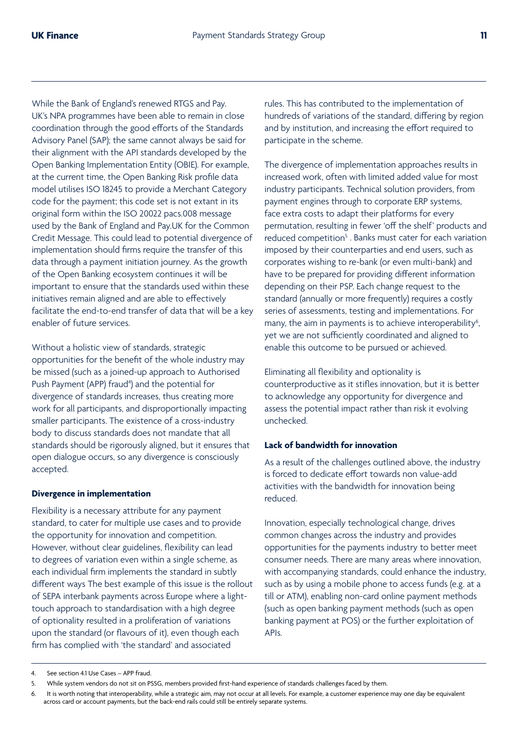While the Bank of England's renewed RTGS and Pay.UK's NPA programmes have been able to remain in close coordination through the good efforts of the Standards Advisory Panel (SAP); the same cannot always be said for their alignment with the API standards developed by the Open Banking Implementation Entity (OBIE). For example, at the current time, the Open Banking Risk profile data model utilises ISO 18245 to provide a Merchant Category code for the payment; this code set is not extant in its original form within the ISO 20022 pacs.008 message used by the Bank of England and Pay.UK for the Common Credit Message. This could lead to potential divergence of implementation should firms require the transfer of this data through a payment initiation journey. As the growth of the Open Banking ecosystem continues it will be important to ensure that the standards used within these initiatives remain aligned and are able to effectively facilitate the end-to-end transfer of data that will be a key enabler of future services.

Without a holistic view of standards, strategic opportunities for the benefit of the whole industry may be missed (such as a joined-up approach to Authorised Push Payment (APP) fraud[4]) and the potential for divergence of standards increases, thus creating more work for all participants, and disproportionally impacting smaller participants. The existence of a cross-industry body to discuss standards does not mandate that all standards should be rigorously aligned, but it ensures that open dialogue occurs, so any divergence is consciously accepted.

**Divergence in implementation**

Flexibility is a necessary attribute for any payment standard, to cater for multiple use cases and to provide the opportunity for innovation and competition. However, without clear guidelines, flexibility can lead to degrees of variation even within a single scheme, as each individual firm implements the standard in subtly different ways The best example of this issue is the rollout of SEPA interbank payments across Europe where a light-touch approach to standardisation with a high degree of optionality resulted in a proliferation of variations upon the standard (or flavours of it), even though each firm has complied with 'the standard' and associated rules. This has contributed to the implementation of hundreds of variations of the standard, differing by region and by institution, and increasing the effort required to participate in the scheme.

The divergence of implementation approaches results in increased work, often with limited added value for most industry participants. Technical solution providers, from payment engines through to corporate ERP systems, face extra costs to adapt their platforms for every permutation, resulting in fewer 'off the shelf' products and reduced competition[5]. Banks must cater for each variation imposed by their counterparties and end users, such as corporates wishing to re-bank (or even multi-bank) and have to be prepared for providing different information depending on their PSP. Each change request to the standard (annually or more frequently) requires a costly series of assessments, testing and implementations. For many, the aim in payments is to achieve interoperability[6], yet we are not sufficiently coordinated and aligned to enable this outcome to be pursued or achieved.

Eliminating all flexibility and optionality is counterproductive as it stifles innovation, but it is better to acknowledge any opportunity for divergence and assess the potential impact rather than risk it evolving unchecked.

**Lack of bandwidth for innovation**

As a result of the challenges outlined above, the industry is forced to dedicate effort towards non value-add activities with the bandwidth for innovation being reduced.

Innovation, especially technological change, drives common changes across the industry and provides opportunities for the payments industry to better meet consumer needs. There are many areas where innovation, with accompanying standards, could enhance the industry, such as by using a mobile phone to access funds (e.g. at a till or ATM), enabling non-card online payment methods (such as open banking payment methods (such as open banking payment at POS) or the further exploitation of APIs.

---

4. See section 4.1 Use Cases – APP fraud.
5. While system vendors do not sit on PSSG, members provided first-hand experience of standards challenges faced by them.
6. It is worth noting that interoperability, while a strategic aim, may not occur at all levels. For example, a customer experience may one day be equivalent across card or account payments, but the back-end rails could still be entirely separate systems.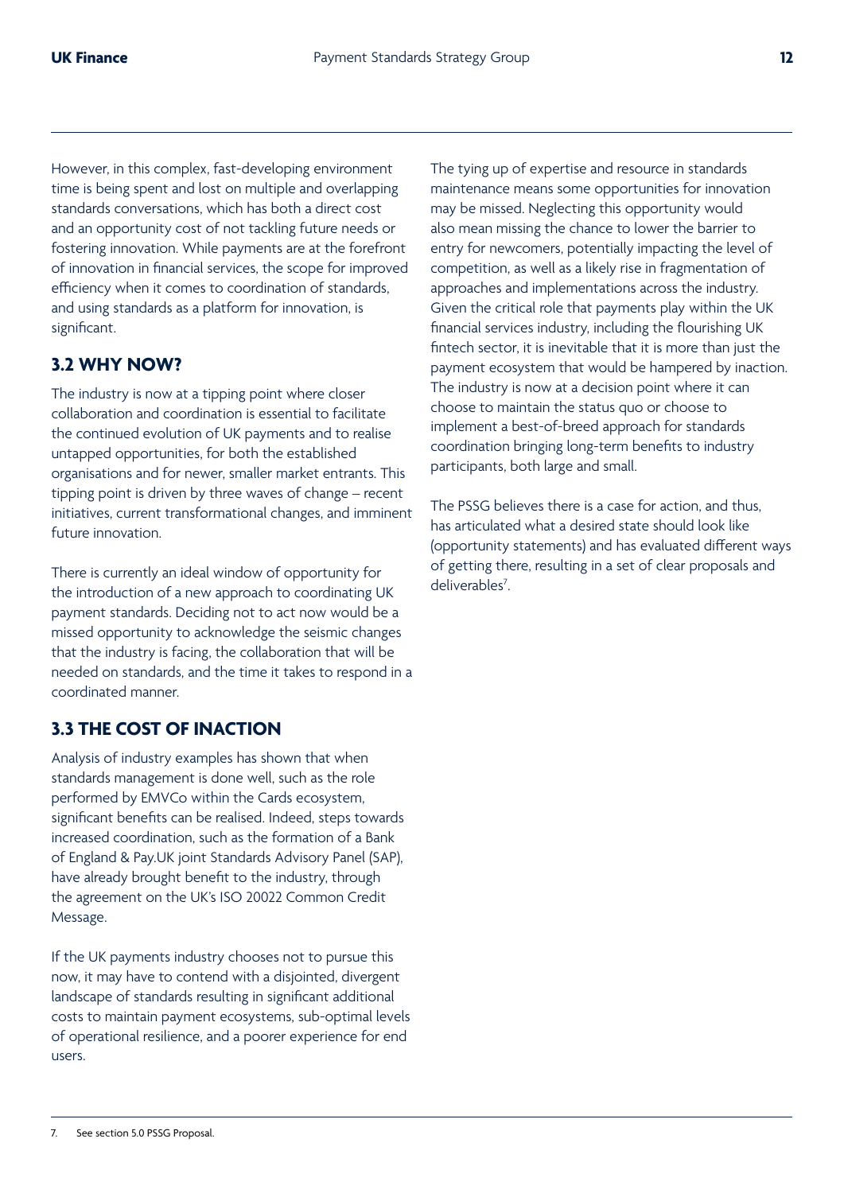However, in this complex, fast-developing environment time is being spent and lost on multiple and overlapping standards conversations, which has both a direct cost and an opportunity cost of not tackling future needs or fostering innovation. While payments are at the forefront of innovation in financial services, the scope for improved efficiency when it comes to coordination of standards, and using standards as a platform for innovation, is significant.

## 3.2 WHY NOW?

The industry is now at a tipping point where closer collaboration and coordination is essential to facilitate the continued evolution of UK payments and to realise untapped opportunities, for both the established organisations and for newer, smaller market entrants. This tipping point is driven by three waves of change – recent initiatives, current transformational changes, and imminent future innovation.

There is currently an ideal window of opportunity for the introduction of a new approach to coordinating UK payment standards. Deciding not to act now would be a missed opportunity to acknowledge the seismic changes that the industry is facing, the collaboration that will be needed on standards, and the time it takes to respond in a coordinated manner.

## 3.3 THE COST OF INACTION

Analysis of industry examples has shown that when standards management is done well, such as the role performed by EMVCo within the Cards ecosystem, significant benefits can be realised. Indeed, steps towards increased coordination, such as the formation of a Bank of England & Pay.UK joint Standards Advisory Panel (SAP), have already brought benefit to the industry, through the agreement on the UK's ISO 20022 Common Credit Message.

If the UK payments industry chooses not to pursue this now, it may have to contend with a disjointed, divergent landscape of standards resulting in significant additional costs to maintain payment ecosystems, sub-optimal levels of operational resilience, and a poorer experience for end users.

The tying up of expertise and resource in standards maintenance means some opportunities for innovation may be missed. Neglecting this opportunity would also mean missing the chance to lower the barrier to entry for newcomers, potentially impacting the level of competition, as well as a likely rise in fragmentation of approaches and implementations across the industry. Given the critical role that payments play within the UK financial services industry, including the flourishing UK fintech sector, it is inevitable that it is more than just the payment ecosystem that would be hampered by inaction. The industry is now at a decision point where it can choose to maintain the status quo or choose to implement a best-of-breed approach for standards coordination bringing long-term benefits to industry participants, both large and small.

The PSSG believes there is a case for action, and thus, has articulated what a desired state should look like (opportunity statements) and has evaluated different ways of getting there, resulting in a set of clear proposals and deliverables[7].

7. See section 5.0 PSSG Proposal.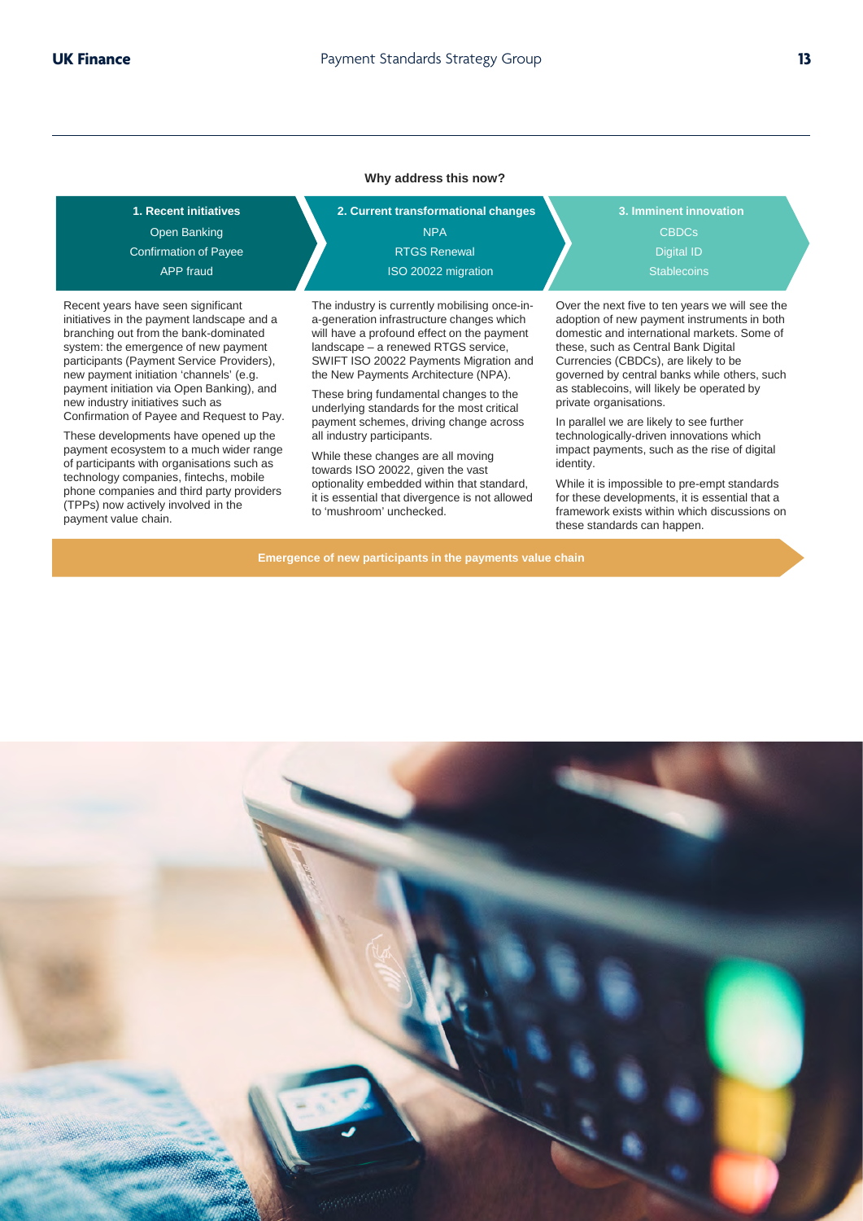**Why address this now?**

**1. Recent initiatives**

Open Banking
Confirmation of Payee
APP fraud

Recent years have seen significant initiatives in the payment landscape and a branching out from the bank-dominated system: the emergence of new payment participants (Payment Service Providers), new payment initiation 'channels' (e.g. payment initiation via Open Banking), and new industry initiatives such as Confirmation of Payee and Request to Pay.

These developments have opened up the payment ecosystem to a much wider range of participants with organisations such as technology companies, fintechs, mobile phone companies and third party providers (TPPs) now actively involved in the payment value chain.

**2. Current transformational changes**

NPA
RTGS Renewal
ISO 20022 migration

The industry is currently mobilising once-in-a-generation infrastructure changes which will have a profound effect on the payment landscape – a renewed RTGS service, SWIFT ISO 20022 Payments Migration and the New Payments Architecture (NPA).

These bring fundamental changes to the underlying standards for the most critical payment schemes, driving change across all industry participants.

While these changes are all moving towards ISO 20022, given the vast optionality embedded within that standard, it is essential that divergence is not allowed to 'mushroom' unchecked.

**3. Imminent innovation**

CBDCs
Digital ID
Stablecoins

Over the next five to ten years we will see the adoption of new payment instruments in both domestic and international markets. Some of these, such as Central Bank Digital Currencies (CBDCs), are likely to be governed by central banks while others, such as stablecoins, will likely be operated by private organisations.

In parallel we are likely to see further technologically-driven innovations which impact payments, such as the rise of digital identity.

While it is impossible to pre-empt standards for these developments, it is essential that a framework exists within which discussions on these standards can happen.

**Emergence of new participants in the payments value chain**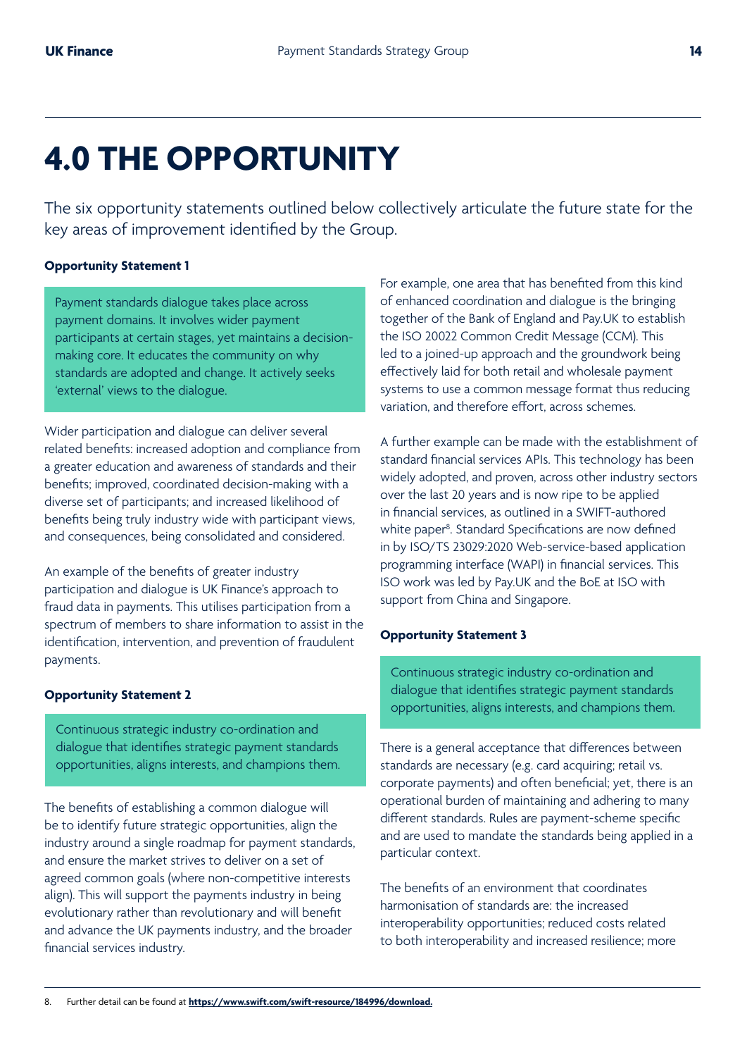# 4.0 THE OPPORTUNITY

The six opportunity statements outlined below collectively articulate the future state for the key areas of improvement identified by the Group.

**Opportunity Statement 1**

> Payment standards dialogue takes place across payment domains. It involves wider payment participants at certain stages, yet maintains a decision-making core. It educates the community on why standards are adopted and change. It actively seeks 'external' views to the dialogue.

Wider participation and dialogue can deliver several related benefits: increased adoption and compliance from a greater education and awareness of standards and their benefits; improved, coordinated decision-making with a diverse set of participants; and increased likelihood of benefits being truly industry wide with participant views, and consequences, being consolidated and considered.

An example of the benefits of greater industry participation and dialogue is UK Finance's approach to fraud data in payments. This utilises participation from a spectrum of members to share information to assist in the identification, intervention, and prevention of fraudulent payments.

**Opportunity Statement 2**

> Continuous strategic industry co-ordination and dialogue that identifies strategic payment standards opportunities, aligns interests, and champions them.

The benefits of establishing a common dialogue will be to identify future strategic opportunities, align the industry around a single roadmap for payment standards, and ensure the market strives to deliver on a set of agreed common goals (where non-competitive interests align). This will support the payments industry in being evolutionary rather than revolutionary and will benefit and advance the UK payments industry, and the broader financial services industry.

For example, one area that has benefited from this kind of enhanced coordination and dialogue is the bringing together of the Bank of England and Pay.UK to establish the ISO 20022 Common Credit Message (CCM). This led to a joined-up approach and the groundwork being effectively laid for both retail and wholesale payment systems to use a common message format thus reducing variation, and therefore effort, across schemes.

A further example can be made with the establishment of standard financial services APIs. This technology has been widely adopted, and proven, across other industry sectors over the last 20 years and is now ripe to be applied in financial services, as outlined in a SWIFT-authored white paper[8]. Standard Specifications are now defined in by ISO/TS 23029:2020 Web-service-based application programming interface (WAPI) in financial services. This ISO work was led by Pay.UK and the BoE at ISO with support from China and Singapore.

**Opportunity Statement 3**

> Continuous strategic industry co-ordination and dialogue that identifies strategic payment standards opportunities, aligns interests, and champions them.

There is a general acceptance that differences between standards are necessary (e.g. card acquiring; retail vs. corporate payments) and often beneficial; yet, there is an operational burden of maintaining and adhering to many different standards. Rules are payment-scheme specific and are used to mandate the standards being applied in a particular context.

The benefits of an environment that coordinates harmonisation of standards are: the increased interoperability opportunities; reduced costs related to both interoperability and increased resilience; more

8. Further detail can be found at **https://www.swift.com/swift-resource/184996/download.**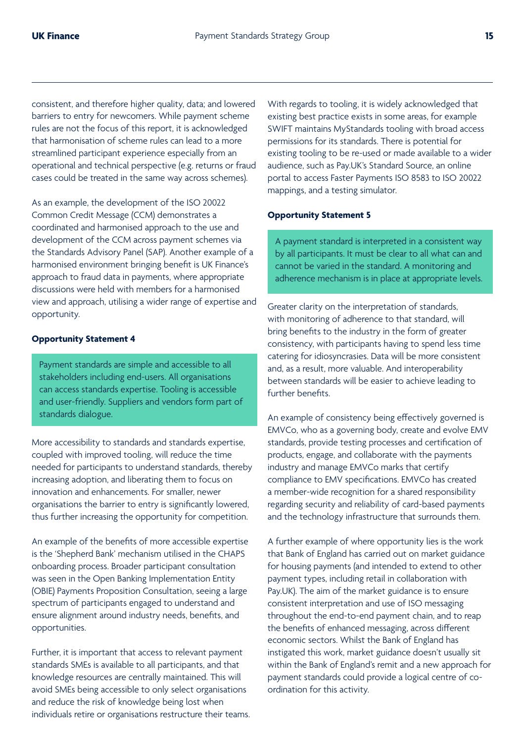consistent, and therefore higher quality, data; and lowered barriers to entry for newcomers. While payment scheme rules are not the focus of this report, it is acknowledged that harmonisation of scheme rules can lead to a more streamlined participant experience especially from an operational and technical perspective (e.g. returns or fraud cases could be treated in the same way across schemes).

As an example, the development of the ISO 20022 Common Credit Message (CCM) demonstrates a coordinated and harmonised approach to the use and development of the CCM across payment schemes via the Standards Advisory Panel (SAP). Another example of a harmonised environment bringing benefit is UK Finance's approach to fraud data in payments, where appropriate discussions were held with members for a harmonised view and approach, utilising a wider range of expertise and opportunity.

**Opportunity Statement 4**

> Payment standards are simple and accessible to all stakeholders including end-users. All organisations can access standards expertise. Tooling is accessible and user-friendly. Suppliers and vendors form part of standards dialogue.

More accessibility to standards and standards expertise, coupled with improved tooling, will reduce the time needed for participants to understand standards, thereby increasing adoption, and liberating them to focus on innovation and enhancements. For smaller, newer organisations the barrier to entry is significantly lowered, thus further increasing the opportunity for competition.

An example of the benefits of more accessible expertise is the 'Shepherd Bank' mechanism utilised in the CHAPS onboarding process. Broader participant consultation was seen in the Open Banking Implementation Entity (OBIE) Payments Proposition Consultation, seeing a large spectrum of participants engaged to understand and ensure alignment around industry needs, benefits, and opportunities.

Further, it is important that access to relevant payment standards SMEs is available to all participants, and that knowledge resources are centrally maintained. This will avoid SMEs being accessible to only select organisations and reduce the risk of knowledge being lost when individuals retire or organisations restructure their teams.

With regards to tooling, it is widely acknowledged that existing best practice exists in some areas, for example SWIFT maintains MyStandards tooling with broad access permissions for its standards. There is potential for existing tooling to be re-used or made available to a wider audience, such as Pay.UK's Standard Source, an online portal to access Faster Payments ISO 8583 to ISO 20022 mappings, and a testing simulator.

**Opportunity Statement 5**

> A payment standard is interpreted in a consistent way by all participants. It must be clear to all what can and cannot be varied in the standard. A monitoring and adherence mechanism is in place at appropriate levels.

Greater clarity on the interpretation of standards, with monitoring of adherence to that standard, will bring benefits to the industry in the form of greater consistency, with participants having to spend less time catering for idiosyncracies. Data will be more consistent and, as a result, more valuable. And interoperability between standards will be easier to achieve leading to further benefits.

An example of consistency being effectively governed is EMVCo, who as a governing body, create and evolve EMV standards, provide testing processes and certification of products, engage, and collaborate with the payments industry and manage EMVCo marks that certify compliance to EMV specifications. EMVCo has created a member-wide recognition for a shared responsibility regarding security and reliability of card-based payments and the technology infrastructure that surrounds them.

A further example of where opportunity lies is the work that Bank of England has carried out on market guidance for housing payments (and intended to extend to other payment types, including retail in collaboration with Pay.UK). The aim of the market guidance is to ensure consistent interpretation and use of ISO messaging throughout the end-to-end payment chain, and to reap the benefits of enhanced messaging, across different economic sectors. Whilst the Bank of England has instigated this work, market guidance doesn't usually sit within the Bank of England's remit and a new approach for payment standards could provide a logical centre of co-ordination for this activity.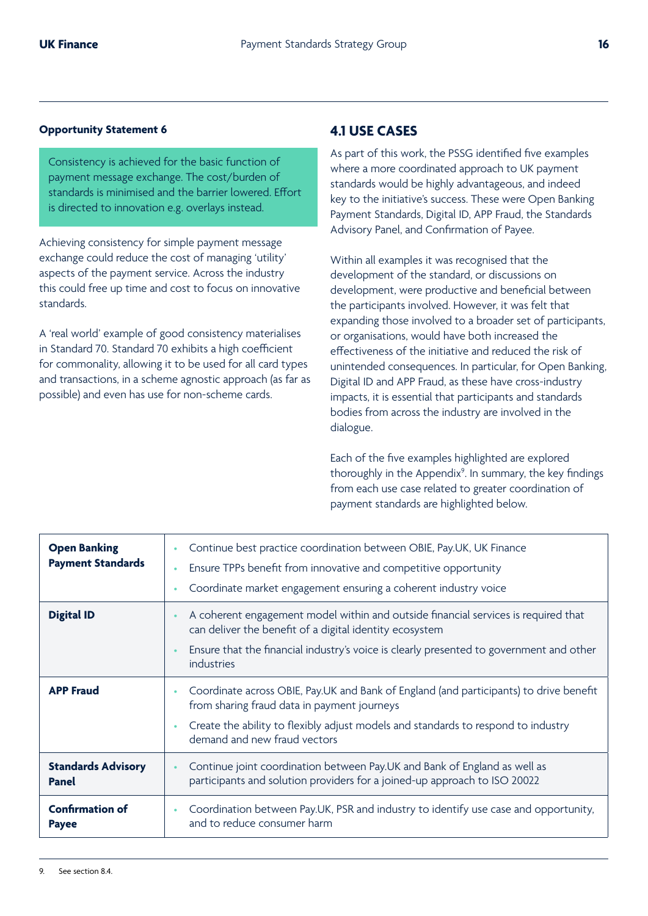**Opportunity Statement 6**

> Consistency is achieved for the basic function of payment message exchange. The cost/burden of standards is minimised and the barrier lowered. Effort is directed to innovation e.g. overlays instead.

Achieving consistency for simple payment message exchange could reduce the cost of managing 'utility' aspects of the payment service. Across the industry this could free up time and cost to focus on innovative standards.

A 'real world' example of good consistency materialises in Standard 70. Standard 70 exhibits a high coefficient for commonality, allowing it to be used for all card types and transactions, in a scheme agnostic approach (as far as possible) and even has use for non-scheme cards.

## 4.1 USE CASES

As part of this work, the PSSG identified five examples where a more coordinated approach to UK payment standards would be highly advantageous, and indeed key to the initiative's success. These were Open Banking Payment Standards, Digital ID, APP Fraud, the Standards Advisory Panel, and Confirmation of Payee.

Within all examples it was recognised that the development of the standard, or discussions on development, were productive and beneficial between the participants involved. However, it was felt that expanding those involved to a broader set of participants, or organisations, would have both increased the effectiveness of the initiative and reduced the risk of unintended consequences. In particular, for Open Banking, Digital ID and APP Fraud, as these have cross-industry impacts, it is essential that participants and standards bodies from across the industry are involved in the dialogue.

Each of the five examples highlighted are explored thoroughly in the Appendix[9]. In summary, the key findings from each use case related to greater coordination of payment standards are highlighted below.

| | |
|---|---|
| **Open Banking Payment Standards** | • Continue best practice coordination between OBIE, Pay.UK, UK Finance<br>• Ensure TPPs benefit from innovative and competitive opportunity<br>• Coordinate market engagement ensuring a coherent industry voice |
| **Digital ID** | • A coherent engagement model within and outside financial services is required that can deliver the benefit of a digital identity ecosystem<br>• Ensure that the financial industry's voice is clearly presented to government and other industries |
| **APP Fraud** | • Coordinate across OBIE, Pay.UK and Bank of England (and participants) to drive benefit from sharing fraud data in payment journeys<br>• Create the ability to flexibly adjust models and standards to respond to industry demand and new fraud vectors |
| **Standards Advisory Panel** | • Continue joint coordination between Pay.UK and Bank of England as well as participants and solution providers for a joined-up approach to ISO 20022 |
| **Confirmation of Payee** | • Coordination between Pay.UK, PSR and industry to identify use case and opportunity, and to reduce consumer harm |

9. See section 8.4.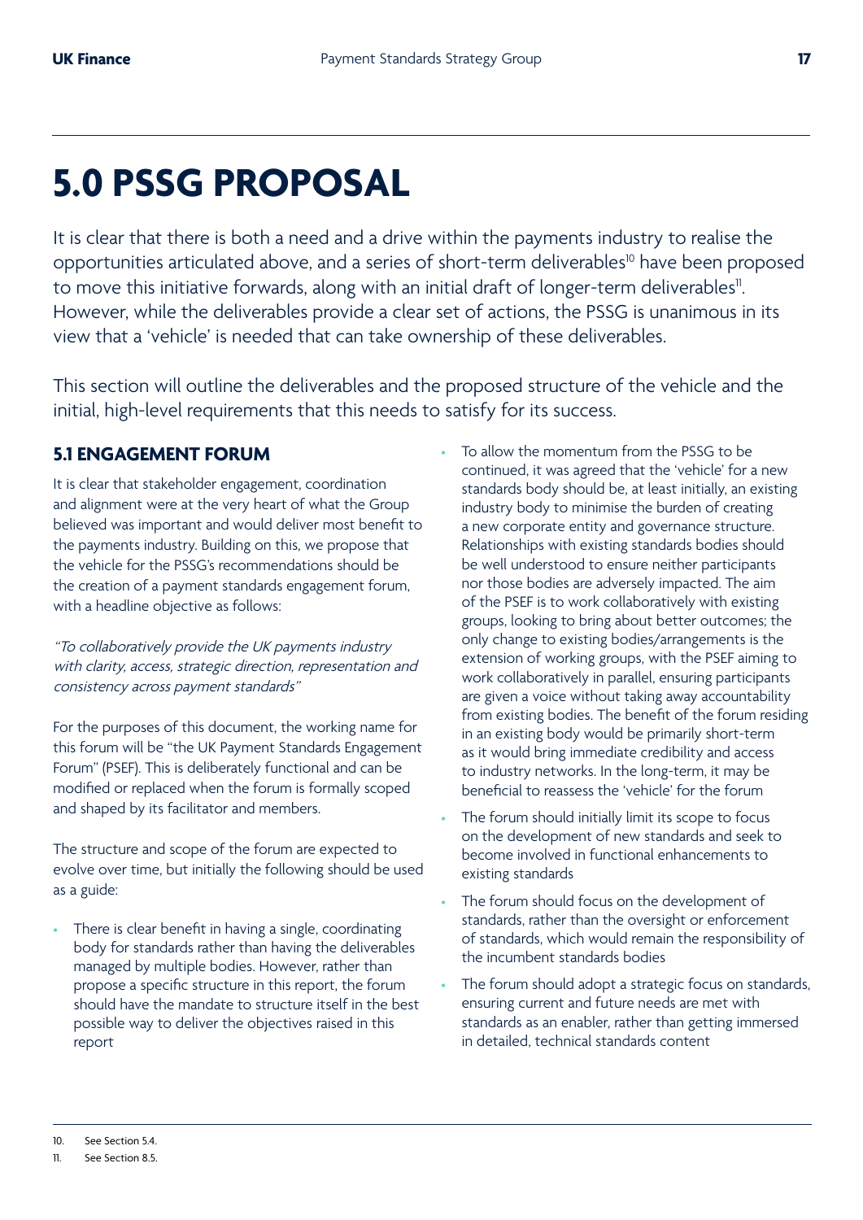# 5.0 PSSG PROPOSAL

It is clear that there is both a need and a drive within the payments industry to realise the opportunities articulated above, and a series of short-term deliverables[10] have been proposed to move this initiative forwards, along with an initial draft of longer-term deliverables[11]. However, while the deliverables provide a clear set of actions, the PSSG is unanimous in its view that a 'vehicle' is needed that can take ownership of these deliverables.

This section will outline the deliverables and the proposed structure of the vehicle and the initial, high-level requirements that this needs to satisfy for its success.

## 5.1 ENGAGEMENT FORUM

It is clear that stakeholder engagement, coordination and alignment were at the very heart of what the Group believed was important and would deliver most benefit to the payments industry. Building on this, we propose that the vehicle for the PSSG's recommendations should be the creation of a payment standards engagement forum, with a headline objective as follows:

*"To collaboratively provide the UK payments industry with clarity, access, strategic direction, representation and consistency across payment standards"*

For the purposes of this document, the working name for this forum will be "the UK Payment Standards Engagement Forum" (PSEF). This is deliberately functional and can be modified or replaced when the forum is formally scoped and shaped by its facilitator and members.

The structure and scope of the forum are expected to evolve over time, but initially the following should be used as a guide:

- There is clear benefit in having a single, coordinating body for standards rather than having the deliverables managed by multiple bodies. However, rather than propose a specific structure in this report, the forum should have the mandate to structure itself in the best possible way to deliver the objectives raised in this report
- To allow the momentum from the PSSG to be continued, it was agreed that the 'vehicle' for a new standards body should be, at least initially, an existing industry body to minimise the burden of creating a new corporate entity and governance structure. Relationships with existing standards bodies should be well understood to ensure neither participants nor those bodies are adversely impacted. The aim of the PSEF is to work collaboratively with existing groups, looking to bring about better outcomes; the only change to existing bodies/arrangements is the extension of working groups, with the PSEF aiming to work collaboratively in parallel, ensuring participants are given a voice without taking away accountability from existing bodies. The benefit of the forum residing in an existing body would be primarily short-term as it would bring immediate credibility and access to industry networks. In the long-term, it may be beneficial to reassess the 'vehicle' for the forum
- The forum should initially limit its scope to focus on the development of new standards and seek to become involved in functional enhancements to existing standards
- The forum should focus on the development of standards, rather than the oversight or enforcement of standards, which would remain the responsibility of the incumbent standards bodies
- The forum should adopt a strategic focus on standards, ensuring current and future needs are met with standards as an enabler, rather than getting immersed in detailed, technical standards content

---

10. See Section 5.4.
11. See Section 8.5.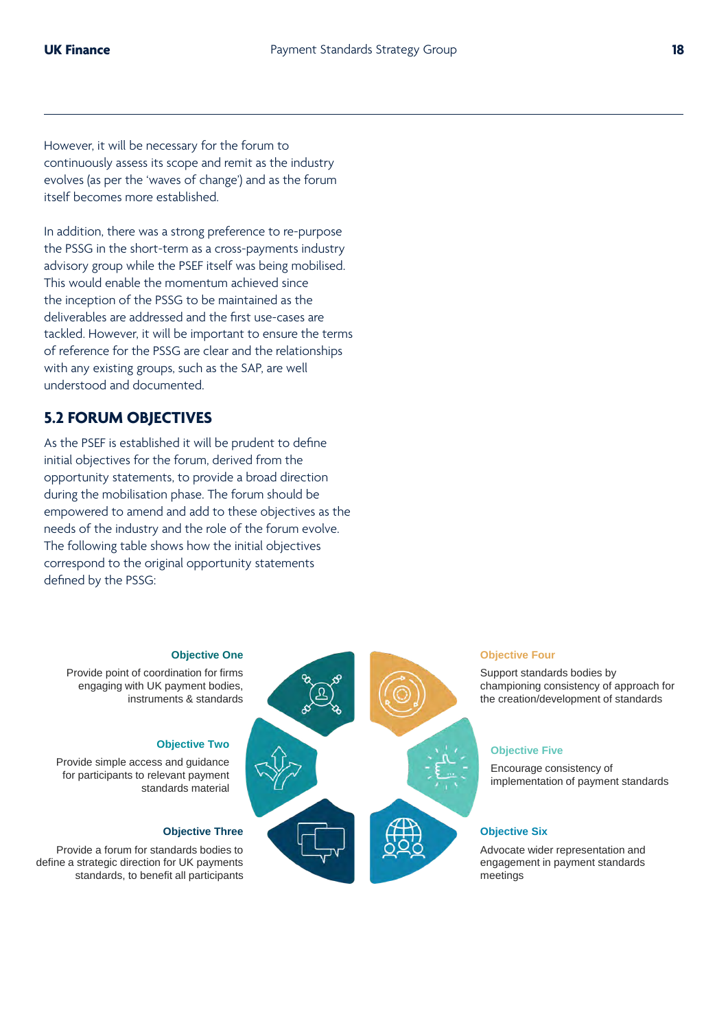However, it will be necessary for the forum to continuously assess its scope and remit as the industry evolves (as per the 'waves of change') and as the forum itself becomes more established.

In addition, there was a strong preference to re-purpose the PSSG in the short-term as a cross-payments industry advisory group while the PSEF itself was being mobilised. This would enable the momentum achieved since the inception of the PSSG to be maintained as the deliverables are addressed and the first use-cases are tackled. However, it will be important to ensure the terms of reference for the PSSG are clear and the relationships with any existing groups, such as the SAP, are well understood and documented.

## 5.2 FORUM OBJECTIVES

As the PSEF is established it will be prudent to define initial objectives for the forum, derived from the opportunity statements, to provide a broad direction during the mobilisation phase. The forum should be empowered to amend and add to these objectives as the needs of the industry and the role of the forum evolve. The following table shows how the initial objectives correspond to the original opportunity statements defined by the PSSG:

**Objective One**

Provide point of coordination for firms engaging with UK payment bodies, instruments & standards

**Objective Two**

Provide simple access and guidance for participants to relevant payment standards material

**Objective Three**

Provide a forum for standards bodies to define a strategic direction for UK payments standards, to benefit all participants

**Objective Four**

Support standards bodies by championing consistency of approach for the creation/development of standards

**Objective Five**

Encourage consistency of implementation of payment standards

**Objective Six**

Advocate wider representation and engagement in payment standards meetings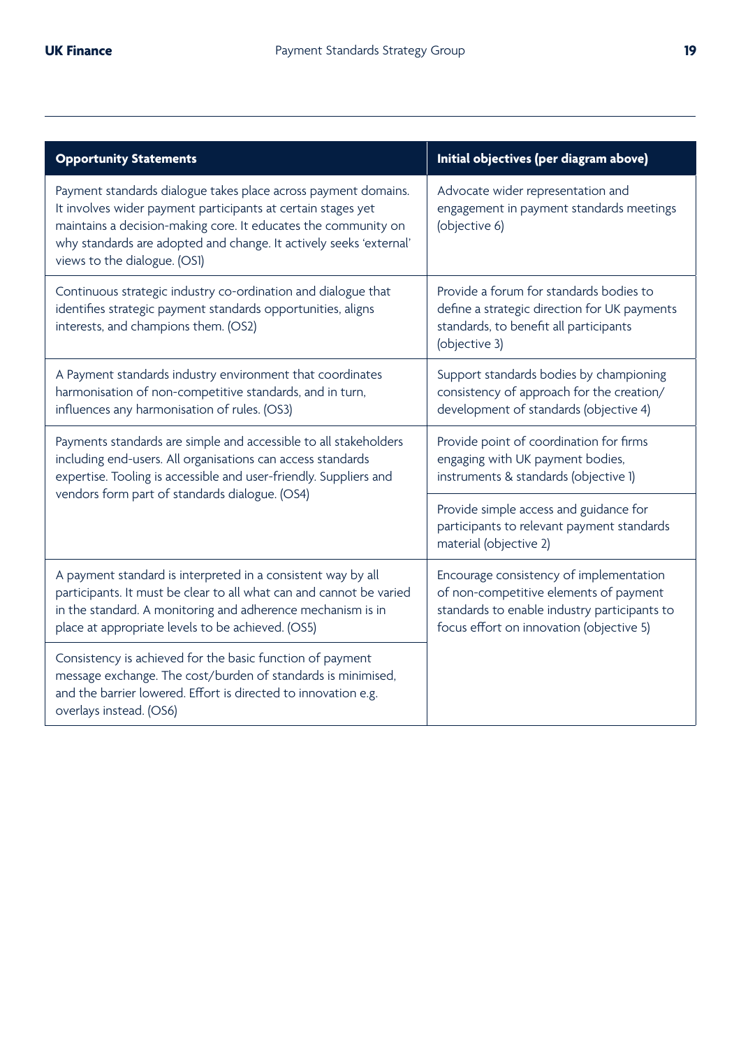| Opportunity Statements | Initial objectives (per diagram above) |
| --- | --- |
| Payment standards dialogue takes place across payment domains. It involves wider payment participants at certain stages yet maintains a decision-making core. It educates the community on why standards are adopted and change. It actively seeks 'external' views to the dialogue. (OS1) | Advocate wider representation and engagement in payment standards meetings (objective 6) |
| Continuous strategic industry co-ordination and dialogue that identifies strategic payment standards opportunities, aligns interests, and champions them. (OS2) | Provide a forum for standards bodies to define a strategic direction for UK payments standards, to benefit all participants (objective 3) |
| A Payment standards industry environment that coordinates harmonisation of non-competitive standards, and in turn, influences any harmonisation of rules. (OS3) | Support standards bodies by championing consistency of approach for the creation/ development of standards (objective 4) |
| Payments standards are simple and accessible to all stakeholders including end-users. All organisations can access standards expertise. Tooling is accessible and user-friendly. Suppliers and vendors form part of standards dialogue. (OS4) | Provide point of coordination for firms engaging with UK payment bodies, instruments & standards (objective 1) |
| | Provide simple access and guidance for participants to relevant payment standards material (objective 2) |
| A payment standard is interpreted in a consistent way by all participants. It must be clear to all what can and cannot be varied in the standard. A monitoring and adherence mechanism is in place at appropriate levels to be achieved. (OS5) | Encourage consistency of implementation of non-competitive elements of payment standards to enable industry participants to focus effort on innovation (objective 5) |
| Consistency is achieved for the basic function of payment message exchange. The cost/burden of standards is minimised, and the barrier lowered. Effort is directed to innovation e.g. overlays instead. (OS6) | |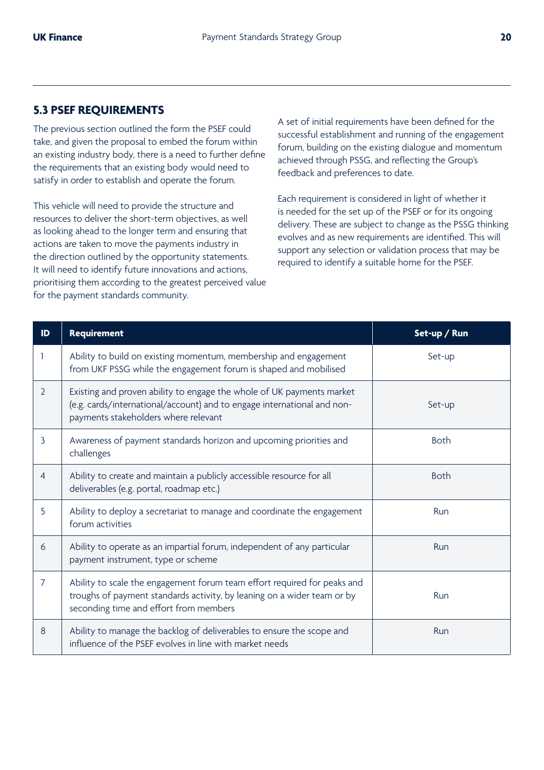## 5.3 PSEF REQUIREMENTS

The previous section outlined the form the PSEF could take, and given the proposal to embed the forum within an existing industry body, there is a need to further define the requirements that an existing body would need to satisfy in order to establish and operate the forum.

This vehicle will need to provide the structure and resources to deliver the short-term objectives, as well as looking ahead to the longer term and ensuring that actions are taken to move the payments industry in the direction outlined by the opportunity statements. It will need to identify future innovations and actions, prioritising them according to the greatest perceived value for the payment standards community.

A set of initial requirements have been defined for the successful establishment and running of the engagement forum, building on the existing dialogue and momentum achieved through PSSG, and reflecting the Group's feedback and preferences to date.

Each requirement is considered in light of whether it is needed for the set up of the PSEF or for its ongoing delivery. These are subject to change as the PSSG thinking evolves and as new requirements are identified. This will support any selection or validation process that may be required to identify a suitable home for the PSEF.

| ID | Requirement | Set-up / Run |
|---|---|---|
| 1 | Ability to build on existing momentum, membership and engagement from UKF PSSG while the engagement forum is shaped and mobilised | Set-up |
| 2 | Existing and proven ability to engage the whole of UK payments market (e.g. cards/international/account) and to engage international and non-payments stakeholders where relevant | Set-up |
| 3 | Awareness of payment standards horizon and upcoming priorities and challenges | Both |
| 4 | Ability to create and maintain a publicly accessible resource for all deliverables (e.g. portal, roadmap etc.) | Both |
| 5 | Ability to deploy a secretariat to manage and coordinate the engagement forum activities | Run |
| 6 | Ability to operate as an impartial forum, independent of any particular payment instrument, type or scheme | Run |
| 7 | Ability to scale the engagement forum team effort required for peaks and troughs of payment standards activity, by leaning on a wider team or by seconding time and effort from members | Run |
| 8 | Ability to manage the backlog of deliverables to ensure the scope and influence of the PSEF evolves in line with market needs | Run |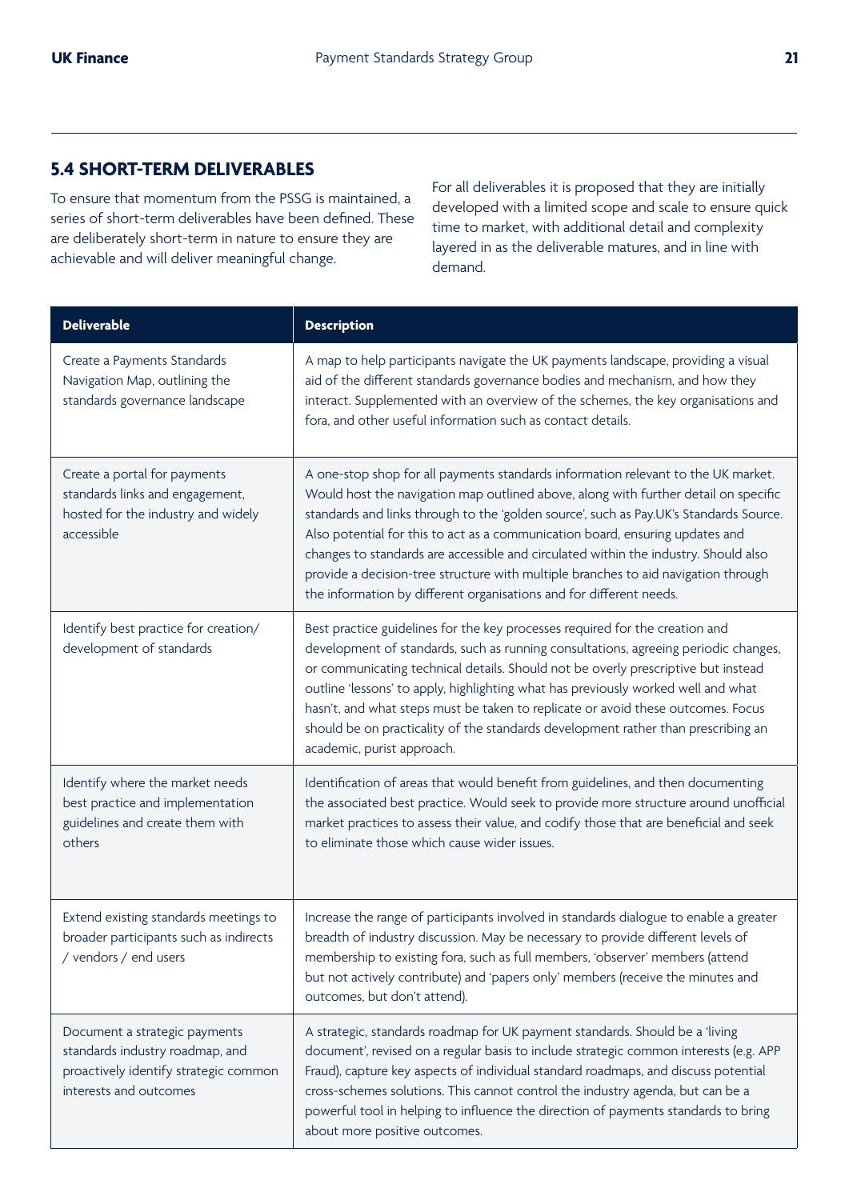## 5.4 SHORT-TERM DELIVERABLES

To ensure that momentum from the PSSG is maintained, a series of short-term deliverables have been defined. These are deliberately short-term in nature to ensure they are achievable and will deliver meaningful change.

For all deliverables it is proposed that they are initially developed with a limited scope and scale to ensure quick time to market, with additional detail and complexity layered in as the deliverable matures, and in line with demand.

| Deliverable | Description |
|---|---|
| Create a Payments Standards Navigation Map, outlining the standards governance landscape | A map to help participants navigate the UK payments landscape, providing a visual aid of the different standards governance bodies and mechanism, and how they interact. Supplemented with an overview of the schemes, the key organisations and fora, and other useful information such as contact details. |
| Create a portal for payments standards links and engagement, hosted for the industry and widely accessible | A one-stop shop for all payments standards information relevant to the UK market. Would host the navigation map outlined above, along with further detail on specific standards and links through to the 'golden source', such as Pay.UK's Standards Source. Also potential for this to act as a communication board, ensuring updates and changes to standards are accessible and circulated within the industry. Should also provide a decision-tree structure with multiple branches to aid navigation through the information by different organisations and for different needs. |
| Identify best practice for creation/ development of standards | Best practice guidelines for the key processes required for the creation and development of standards, such as running consultations, agreeing periodic changes, or communicating technical details. Should not be overly prescriptive but instead outline 'lessons' to apply, highlighting what has previously worked well and what hasn't, and what steps must be taken to replicate or avoid these outcomes. Focus should be on practicality of the standards development rather than prescribing an academic, purist approach. |
| Identify where the market needs best practice and implementation guidelines and create them with others | Identification of areas that would benefit from guidelines, and then documenting the associated best practice. Would seek to provide more structure around unofficial market practices to assess their value, and codify those that are beneficial and seek to eliminate those which cause wider issues. |
| Extend existing standards meetings to broader participants such as indirects / vendors / end users | Increase the range of participants involved in standards dialogue to enable a greater breadth of industry discussion. May be necessary to provide different levels of membership to existing fora, such as full members, 'observer' members (attend but not actively contribute) and 'papers only' members (receive the minutes and outcomes, but don't attend). |
| Document a strategic payments standards industry roadmap, and proactively identify strategic common interests and outcomes | A strategic, standards roadmap for UK payment standards. Should be a 'living document', revised on a regular basis to include strategic common interests (e.g. APP Fraud), capture key aspects of individual standard roadmaps, and discuss potential cross-schemes solutions. This cannot control the industry agenda, but can be a powerful tool in helping to influence the direction of payments standards to bring about more positive outcomes. |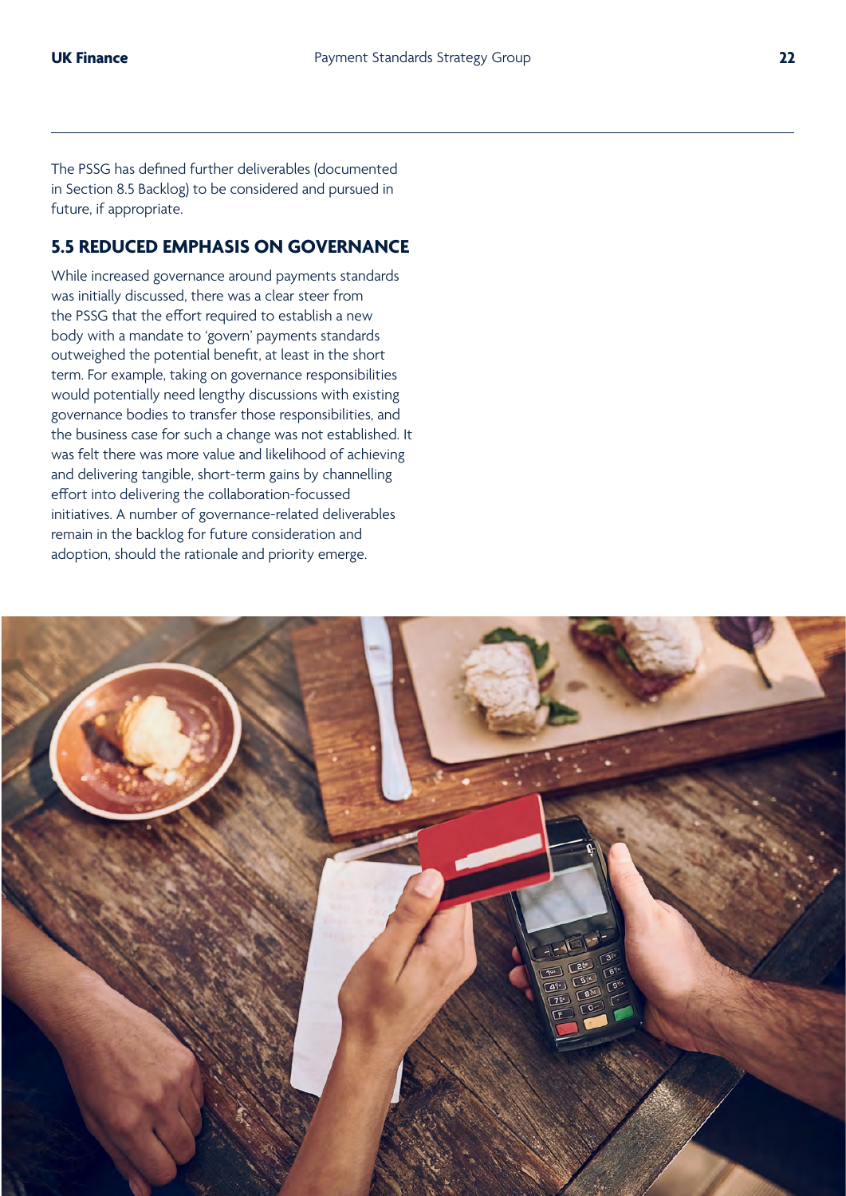The PSSG has defined further deliverables (documented in Section 8.5 Backlog) to be considered and pursued in future, if appropriate.

## 5.5 REDUCED EMPHASIS ON GOVERNANCE

While increased governance around payments standards was initially discussed, there was a clear steer from the PSSG that the effort required to establish a new body with a mandate to 'govern' payments standards outweighed the potential benefit, at least in the short term. For example, taking on governance responsibilities would potentially need lengthy discussions with existing governance bodies to transfer those responsibilities, and the business case for such a change was not established. It was felt there was more value and likelihood of achieving and delivering tangible, short-term gains by channelling effort into delivering the collaboration-focussed initiatives. A number of governance-related deliverables remain in the backlog for future consideration and adoption, should the rationale and priority emerge.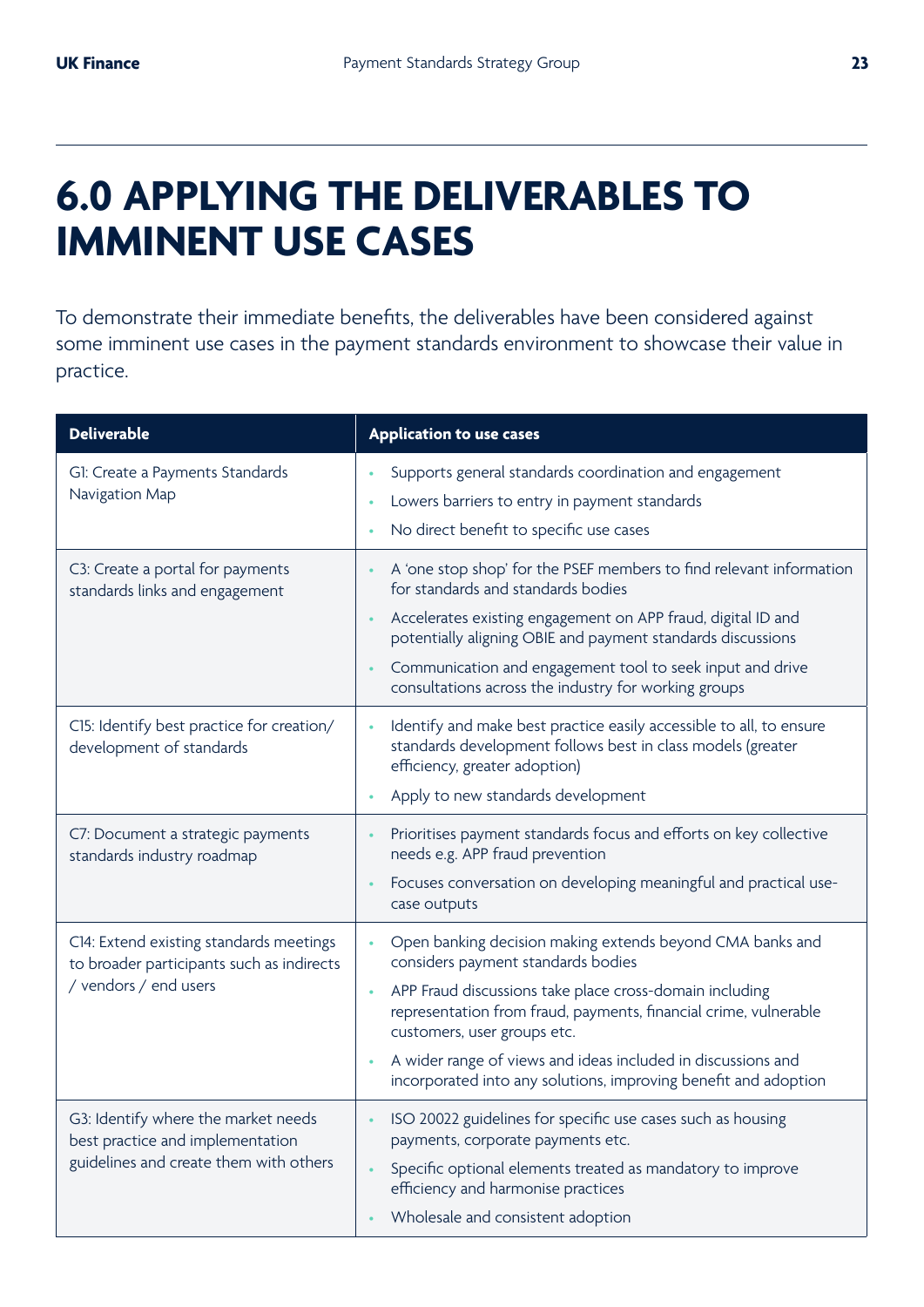# 6.0 APPLYING THE DELIVERABLES TO IMMINENT USE CASES

To demonstrate their immediate benefits, the deliverables have been considered against some imminent use cases in the payment standards environment to showcase their value in practice.

| Deliverable | Application to use cases |
| --- | --- |
| G1: Create a Payments Standards Navigation Map | • Supports general standards coordination and engagement<br>• Lowers barriers to entry in payment standards<br>• No direct benefit to specific use cases |
| C3: Create a portal for payments standards links and engagement | • A 'one stop shop' for the PSEF members to find relevant information for standards and standards bodies<br>• Accelerates existing engagement on APP fraud, digital ID and potentially aligning OBIE and payment standards discussions<br>• Communication and engagement tool to seek input and drive consultations across the industry for working groups |
| C15: Identify best practice for creation/ development of standards | • Identify and make best practice easily accessible to all, to ensure standards development follows best in class models (greater efficiency, greater adoption)<br>• Apply to new standards development |
| C7: Document a strategic payments standards industry roadmap | • Prioritises payment standards focus and efforts on key collective needs e.g. APP fraud prevention<br>• Focuses conversation on developing meaningful and practical use-case outputs |
| C14: Extend existing standards meetings to broader participants such as indirects / vendors / end users | • Open banking decision making extends beyond CMA banks and considers payment standards bodies<br>• APP Fraud discussions take place cross-domain including representation from fraud, payments, financial crime, vulnerable customers, user groups etc.<br>• A wider range of views and ideas included in discussions and incorporated into any solutions, improving benefit and adoption |
| G3: Identify where the market needs best practice and implementation guidelines and create them with others | • ISO 20022 guidelines for specific use cases such as housing payments, corporate payments etc.<br>• Specific optional elements treated as mandatory to improve efficiency and harmonise practices<br>• Wholesale and consistent adoption |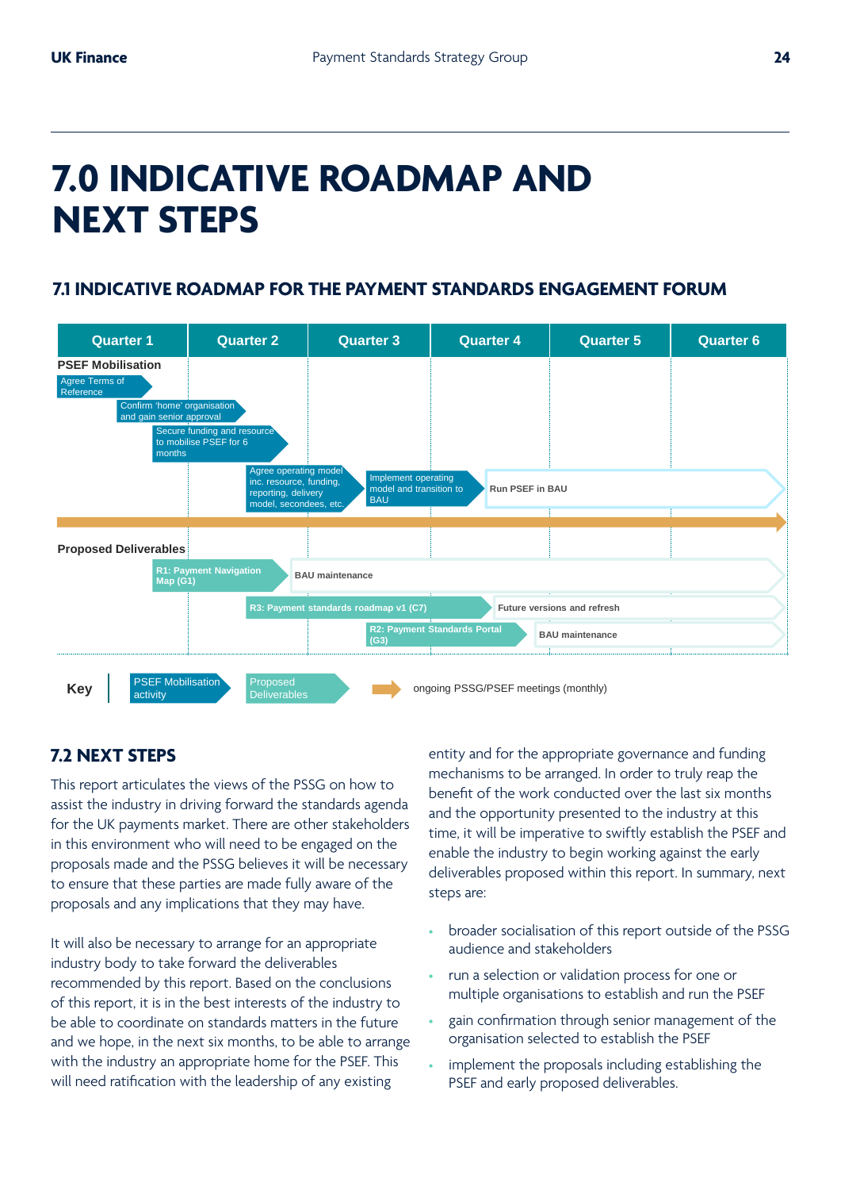# 7.0 INDICATIVE ROADMAP AND NEXT STEPS

## 7.1 INDICATIVE ROADMAP FOR THE PAYMENT STANDARDS ENGAGEMENT FORUM

| Quarter 1 | Quarter 2 | Quarter 3 | Quarter 4 | Quarter 5 | Quarter 6 |
|---|---|---|---|---|---|

**PSEF Mobilisation**

- Agree Terms of Reference
- Confirm 'home' organisation and gain senior approval
- Secure funding and resource to mobilise PSEF for 6 months
- Agree operating model inc. resource, funding, reporting, delivery model, secondees, etc.
- Implement operating model and transition to BAU
- Run PSEF in BAU

**Proposed Deliverables**

- R1: Payment Navigation Map (G1) → BAU maintenance
- R3: Payment standards roadmap v1 (C7) → Future versions and refresh
- R2: Payment Standards Portal (G3) → BAU maintenance

**Key**

- PSEF Mobilisation activity
- Proposed Deliverables
- ongoing PSSG/PSEF meetings (monthly)

## 7.2 NEXT STEPS

This report articulates the views of the PSSG on how to assist the industry in driving forward the standards agenda for the UK payments market. There are other stakeholders in this environment who will need to be engaged on the proposals made and the PSSG believes it will be necessary to ensure that these parties are made fully aware of the proposals and any implications that they may have.

It will also be necessary to arrange for an appropriate industry body to take forward the deliverables recommended by this report. Based on the conclusions of this report, it is in the best interests of the industry to be able to coordinate on standards matters in the future and we hope, in the next six months, to be able to arrange with the industry an appropriate home for the PSEF. This will need ratification with the leadership of any existing entity and for the appropriate governance and funding mechanisms to be arranged. In order to truly reap the benefit of the work conducted over the last six months and the opportunity presented to the industry at this time, it will be imperative to swiftly establish the PSEF and enable the industry to begin working against the early deliverables proposed within this report. In summary, next steps are:

- broader socialisation of this report outside of the PSSG audience and stakeholders
- run a selection or validation process for one or multiple organisations to establish and run the PSEF
- gain confirmation through senior management of the organisation selected to establish the PSEF
- implement the proposals including establishing the PSEF and early proposed deliverables.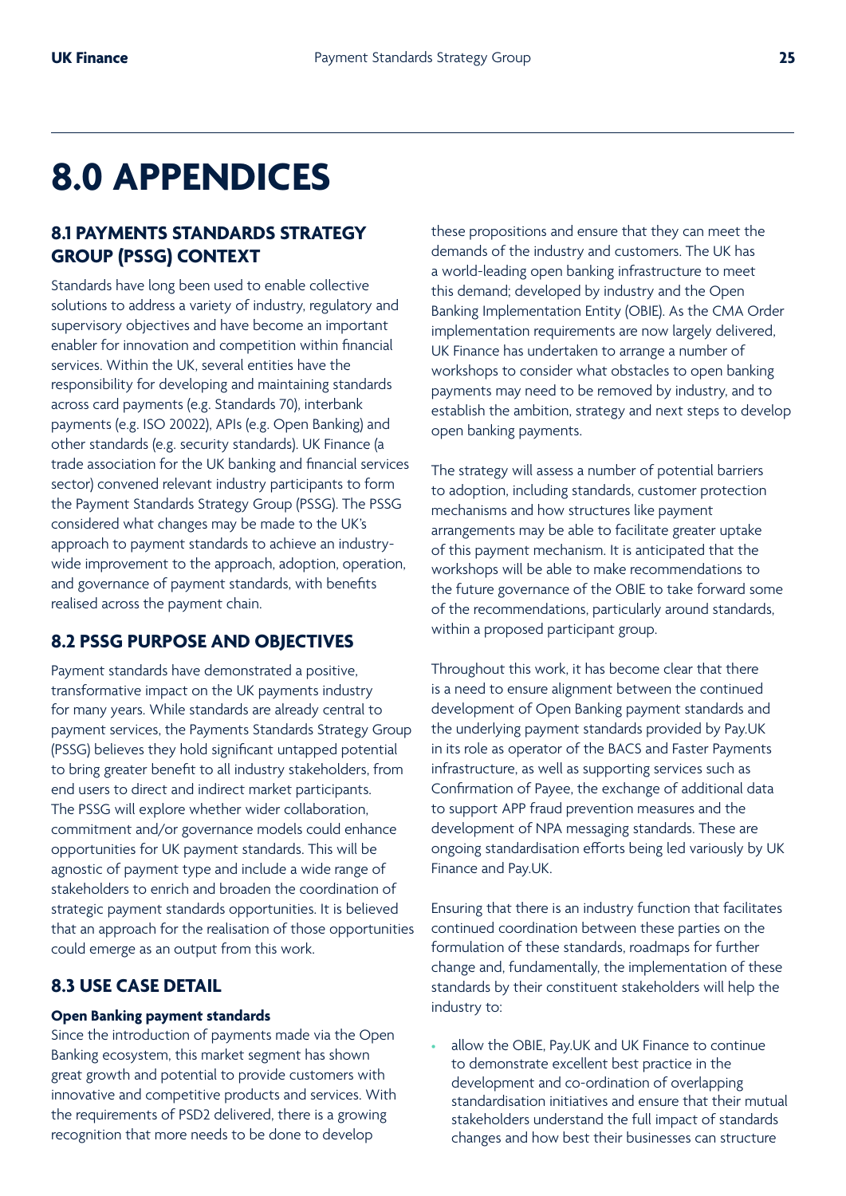# 8.0 APPENDICES

## 8.1 PAYMENTS STANDARDS STRATEGY GROUP (PSSG) CONTEXT

Standards have long been used to enable collective solutions to address a variety of industry, regulatory and supervisory objectives and have become an important enabler for innovation and competition within financial services. Within the UK, several entities have the responsibility for developing and maintaining standards across card payments (e.g. Standards 70), interbank payments (e.g. ISO 20022), APIs (e.g. Open Banking) and other standards (e.g. security standards). UK Finance (a trade association for the UK banking and financial services sector) convened relevant industry participants to form the Payment Standards Strategy Group (PSSG). The PSSG considered what changes may be made to the UK's approach to payment standards to achieve an industry-wide improvement to the approach, adoption, operation, and governance of payment standards, with benefits realised across the payment chain.

## 8.2 PSSG PURPOSE AND OBJECTIVES

Payment standards have demonstrated a positive, transformative impact on the UK payments industry for many years. While standards are already central to payment services, the Payments Standards Strategy Group (PSSG) believes they hold significant untapped potential to bring greater benefit to all industry stakeholders, from end users to direct and indirect market participants. The PSSG will explore whether wider collaboration, commitment and/or governance models could enhance opportunities for UK payment standards. This will be agnostic of payment type and include a wide range of stakeholders to enrich and broaden the coordination of strategic payment standards opportunities. It is believed that an approach for the realisation of those opportunities could emerge as an output from this work.

## 8.3 USE CASE DETAIL

#### Open Banking payment standards

Since the introduction of payments made via the Open Banking ecosystem, this market segment has shown great growth and potential to provide customers with innovative and competitive products and services. With the requirements of PSD2 delivered, there is a growing recognition that more needs to be done to develop these propositions and ensure that they can meet the demands of the industry and customers. The UK has a world-leading open banking infrastructure to meet this demand; developed by industry and the Open Banking Implementation Entity (OBIE). As the CMA Order implementation requirements are now largely delivered, UK Finance has undertaken to arrange a number of workshops to consider what obstacles to open banking payments may need to be removed by industry, and to establish the ambition, strategy and next steps to develop open banking payments.

The strategy will assess a number of potential barriers to adoption, including standards, customer protection mechanisms and how structures like payment arrangements may be able to facilitate greater uptake of this payment mechanism. It is anticipated that the workshops will be able to make recommendations to the future governance of the OBIE to take forward some of the recommendations, particularly around standards, within a proposed participant group.

Throughout this work, it has become clear that there is a need to ensure alignment between the continued development of Open Banking payment standards and the underlying payment standards provided by Pay.UK in its role as operator of the BACS and Faster Payments infrastructure, as well as supporting services such as Confirmation of Payee, the exchange of additional data to support APP fraud prevention measures and the development of NPA messaging standards. These are ongoing standardisation efforts being led variously by UK Finance and Pay.UK.

Ensuring that there is an industry function that facilitates continued coordination between these parties on the formulation of these standards, roadmaps for further change and, fundamentally, the implementation of these standards by their constituent stakeholders will help the industry to:

- allow the OBIE, Pay.UK and UK Finance to continue to demonstrate excellent best practice in the development and co-ordination of overlapping standardisation initiatives and ensure that their mutual stakeholders understand the full impact of standards changes and how best their businesses can structure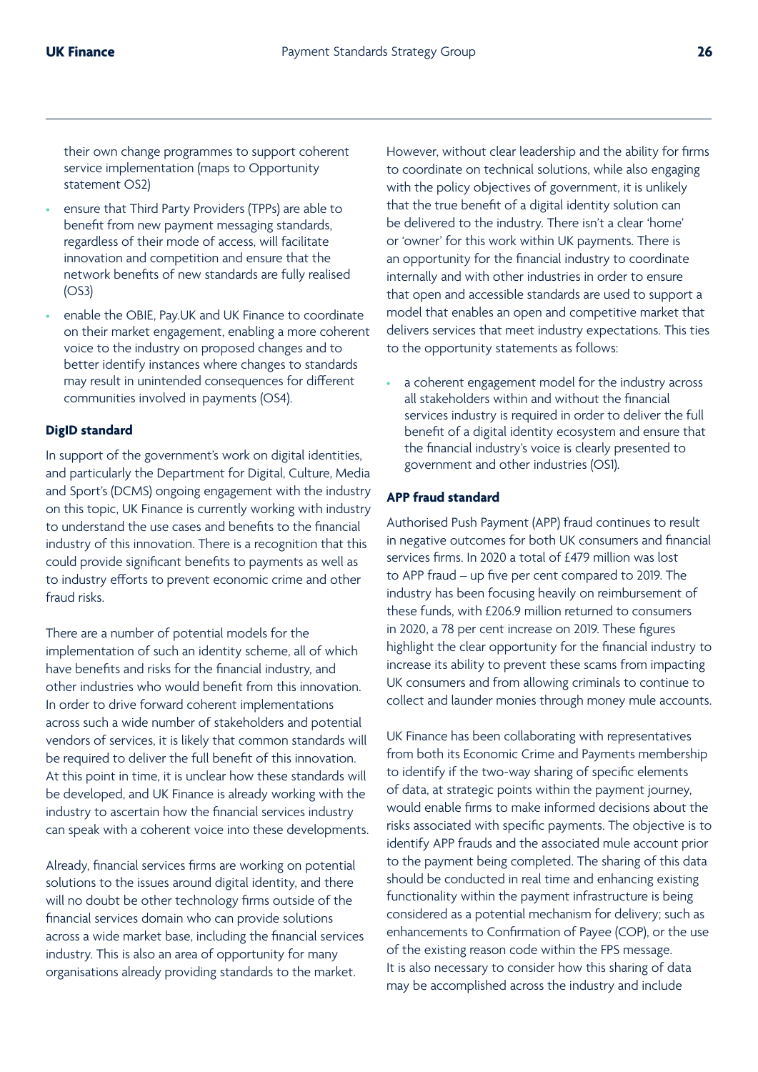their own change programmes to support coherent service implementation (maps to Opportunity statement OS2)

- ensure that Third Party Providers (TPPs) are able to benefit from new payment messaging standards, regardless of their mode of access, will facilitate innovation and competition and ensure that the network benefits of new standards are fully realised (OS3)
- enable the OBIE, Pay.UK and UK Finance to coordinate on their market engagement, enabling a more coherent voice to the industry on proposed changes and to better identify instances where changes to standards may result in unintended consequences for different communities involved in payments (OS4).

#### DigID standard

In support of the government's work on digital identities, and particularly the Department for Digital, Culture, Media and Sport's (DCMS) ongoing engagement with the industry on this topic, UK Finance is currently working with industry to understand the use cases and benefits to the financial industry of this innovation. There is a recognition that this could provide significant benefits to payments as well as to industry efforts to prevent economic crime and other fraud risks.

There are a number of potential models for the implementation of such an identity scheme, all of which have benefits and risks for the financial industry, and other industries who would benefit from this innovation. In order to drive forward coherent implementations across such a wide number of stakeholders and potential vendors of services, it is likely that common standards will be required to deliver the full benefit of this innovation. At this point in time, it is unclear how these standards will be developed, and UK Finance is already working with the industry to ascertain how the financial services industry can speak with a coherent voice into these developments.

Already, financial services firms are working on potential solutions to the issues around digital identity, and there will no doubt be other technology firms outside of the financial services domain who can provide solutions across a wide market base, including the financial services industry. This is also an area of opportunity for many organisations already providing standards to the market.

However, without clear leadership and the ability for firms to coordinate on technical solutions, while also engaging with the policy objectives of government, it is unlikely that the true benefit of a digital identity solution can be delivered to the industry. There isn't a clear 'home' or 'owner' for this work within UK payments. There is an opportunity for the financial industry to coordinate internally and with other industries in order to ensure that open and accessible standards are used to support a model that enables an open and competitive market that delivers services that meet industry expectations. This ties to the opportunity statements as follows:

- a coherent engagement model for the industry across all stakeholders within and without the financial services industry is required in order to deliver the full benefit of a digital identity ecosystem and ensure that the financial industry's voice is clearly presented to government and other industries (OS1).

#### APP fraud standard

Authorised Push Payment (APP) fraud continues to result in negative outcomes for both UK consumers and financial services firms. In 2020 a total of £479 million was lost to APP fraud – up five per cent compared to 2019. The industry has been focusing heavily on reimbursement of these funds, with £206.9 million returned to consumers in 2020, a 78 per cent increase on 2019. These figures highlight the clear opportunity for the financial industry to increase its ability to prevent these scams from impacting UK consumers and from allowing criminals to continue to collect and launder monies through money mule accounts.

UK Finance has been collaborating with representatives from both its Economic Crime and Payments membership to identify if the two-way sharing of specific elements of data, at strategic points within the payment journey, would enable firms to make informed decisions about the risks associated with specific payments. The objective is to identify APP frauds and the associated mule account prior to the payment being completed. The sharing of this data should be conducted in real time and enhancing existing functionality within the payment infrastructure is being considered as a potential mechanism for delivery; such as enhancements to Confirmation of Payee (COP), or the use of the existing reason code within the FPS message. It is also necessary to consider how this sharing of data may be accomplished across the industry and include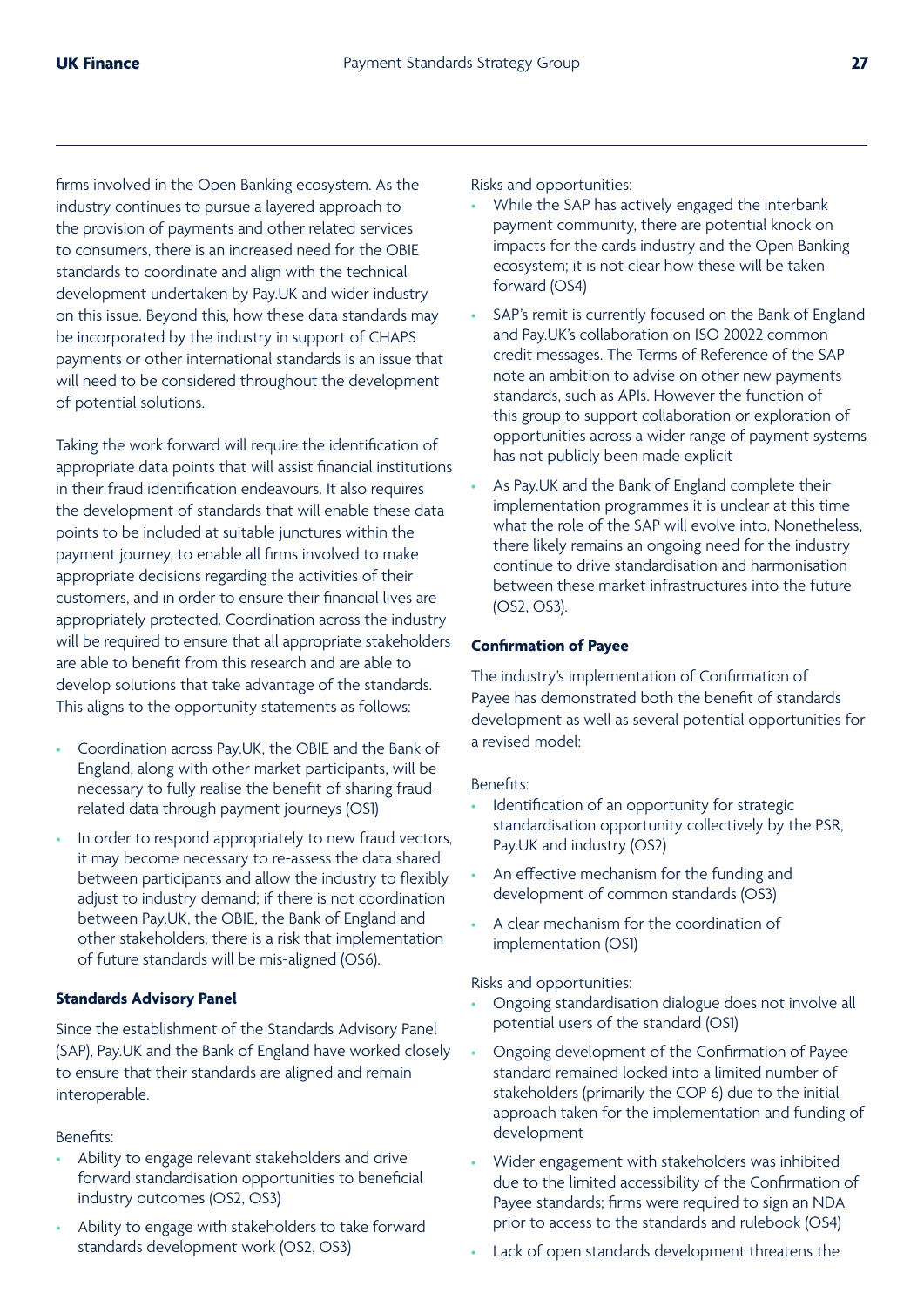firms involved in the Open Banking ecosystem. As the industry continues to pursue a layered approach to the provision of payments and other related services to consumers, there is an increased need for the OBIE standards to coordinate and align with the technical development undertaken by Pay.UK and wider industry on this issue. Beyond this, how these data standards may be incorporated by the industry in support of CHAPS payments or other international standards is an issue that will need to be considered throughout the development of potential solutions.

Taking the work forward will require the identification of appropriate data points that will assist financial institutions in their fraud identification endeavours. It also requires the development of standards that will enable these data points to be included at suitable junctures within the payment journey, to enable all firms involved to make appropriate decisions regarding the activities of their customers, and in order to ensure their financial lives are appropriately protected. Coordination across the industry will be required to ensure that all appropriate stakeholders are able to benefit from this research and are able to develop solutions that take advantage of the standards. This aligns to the opportunity statements as follows:

- Coordination across Pay.UK, the OBIE and the Bank of England, along with other market participants, will be necessary to fully realise the benefit of sharing fraud-related data through payment journeys (OS1)
- In order to respond appropriately to new fraud vectors, it may become necessary to re-assess the data shared between participants and allow the industry to flexibly adjust to industry demand; if there is not coordination between Pay.UK, the OBIE, the Bank of England and other stakeholders, there is a risk that implementation of future standards will be mis-aligned (OS6).

**Standards Advisory Panel**

Since the establishment of the Standards Advisory Panel (SAP), Pay.UK and the Bank of England have worked closely to ensure that their standards are aligned and remain interoperable.

Benefits:

- Ability to engage relevant stakeholders and drive forward standardisation opportunities to beneficial industry outcomes (OS2, OS3)
- Ability to engage with stakeholders to take forward standards development work (OS2, OS3)

Risks and opportunities:

- While the SAP has actively engaged the interbank payment community, there are potential knock on impacts for the cards industry and the Open Banking ecosystem; it is not clear how these will be taken forward (OS4)
- SAP's remit is currently focused on the Bank of England and Pay.UK's collaboration on ISO 20022 common credit messages. The Terms of Reference of the SAP note an ambition to advise on other new payments standards, such as APIs. However the function of this group to support collaboration or exploration of opportunities across a wider range of payment systems has not publicly been made explicit
- As Pay.UK and the Bank of England complete their implementation programmes it is unclear at this time what the role of the SAP will evolve into. Nonetheless, there likely remains an ongoing need for the industry continue to drive standardisation and harmonisation between these market infrastructures into the future (OS2, OS3).

**Confirmation of Payee**

The industry's implementation of Confirmation of Payee has demonstrated both the benefit of standards development as well as several potential opportunities for a revised model:

Benefits:

- Identification of an opportunity for strategic standardisation opportunity collectively by the PSR, Pay.UK and industry (OS2)
- An effective mechanism for the funding and development of common standards (OS3)
- A clear mechanism for the coordination of implementation (OS1)

Risks and opportunities:

- Ongoing standardisation dialogue does not involve all potential users of the standard (OS1)
- Ongoing development of the Confirmation of Payee standard remained locked into a limited number of stakeholders (primarily the COP 6) due to the initial approach taken for the implementation and funding of development
- Wider engagement with stakeholders was inhibited due to the limited accessibility of the Confirmation of Payee standards; firms were required to sign an NDA prior to access to the standards and rulebook (OS4)
- Lack of open standards development threatens the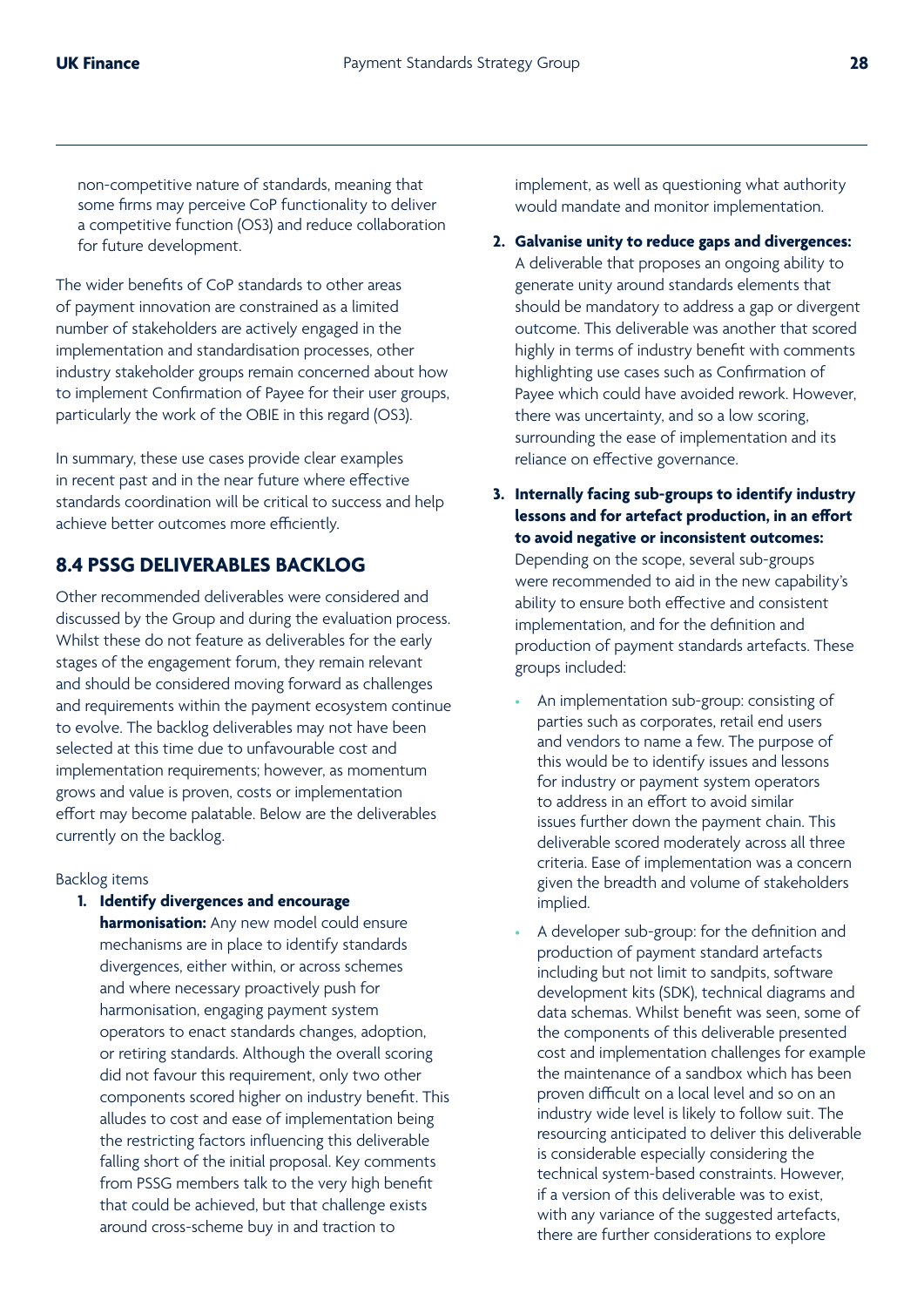non-competitive nature of standards, meaning that some firms may perceive CoP functionality to deliver a competitive function (OS3) and reduce collaboration for future development.

The wider benefits of CoP standards to other areas of payment innovation are constrained as a limited number of stakeholders are actively engaged in the implementation and standardisation processes, other industry stakeholder groups remain concerned about how to implement Confirmation of Payee for their user groups, particularly the work of the OBIE in this regard (OS3).

In summary, these use cases provide clear examples in recent past and in the near future where effective standards coordination will be critical to success and help achieve better outcomes more efficiently.

## 8.4 PSSG DELIVERABLES BACKLOG

Other recommended deliverables were considered and discussed by the Group and during the evaluation process. Whilst these do not feature as deliverables for the early stages of the engagement forum, they remain relevant and should be considered moving forward as challenges and requirements within the payment ecosystem continue to evolve. The backlog deliverables may not have been selected at this time due to unfavourable cost and implementation requirements; however, as momentum grows and value is proven, costs or implementation effort may become palatable. Below are the deliverables currently on the backlog.

Backlog items

1. **Identify divergences and encourage harmonisation:** Any new model could ensure mechanisms are in place to identify standards divergences, either within, or across schemes and where necessary proactively push for harmonisation, engaging payment system operators to enact standards changes, adoption, or retiring standards. Although the overall scoring did not favour this requirement, only two other components scored higher on industry benefit. This alludes to cost and ease of implementation being the restricting factors influencing this deliverable falling short of the initial proposal. Key comments from PSSG members talk to the very high benefit that could be achieved, but that challenge exists around cross-scheme buy in and traction to implement, as well as questioning what authority would mandate and monitor implementation.
2. **Galvanise unity to reduce gaps and divergences:** A deliverable that proposes an ongoing ability to generate unity around standards elements that should be mandatory to address a gap or divergent outcome. This deliverable was another that scored highly in terms of industry benefit with comments highlighting use cases such as Confirmation of Payee which could have avoided rework. However, there was uncertainty, and so a low scoring, surrounding the ease of implementation and its reliance on effective governance.
3. **Internally facing sub-groups to identify industry lessons and for artefact production, in an effort to avoid negative or inconsistent outcomes:** Depending on the scope, several sub-groups were recommended to aid in the new capability's ability to ensure both effective and consistent implementation, and for the definition and production of payment standards artefacts. These groups included:
   - An implementation sub-group: consisting of parties such as corporates, retail end users and vendors to name a few. The purpose of this would be to identify issues and lessons for industry or payment system operators to address in an effort to avoid similar issues further down the payment chain. This deliverable scored moderately across all three criteria. Ease of implementation was a concern given the breadth and volume of stakeholders implied.
   - A developer sub-group: for the definition and production of payment standard artefacts including but not limit to sandpits, software development kits (SDK), technical diagrams and data schemas. Whilst benefit was seen, some of the components of this deliverable presented cost and implementation challenges for example the maintenance of a sandbox which has been proven difficult on a local level and so on an industry wide level is likely to follow suit. The resourcing anticipated to deliver this deliverable is considerable especially considering the technical system-based constraints. However, if a version of this deliverable was to exist, with any variance of the suggested artefacts, there are further considerations to explore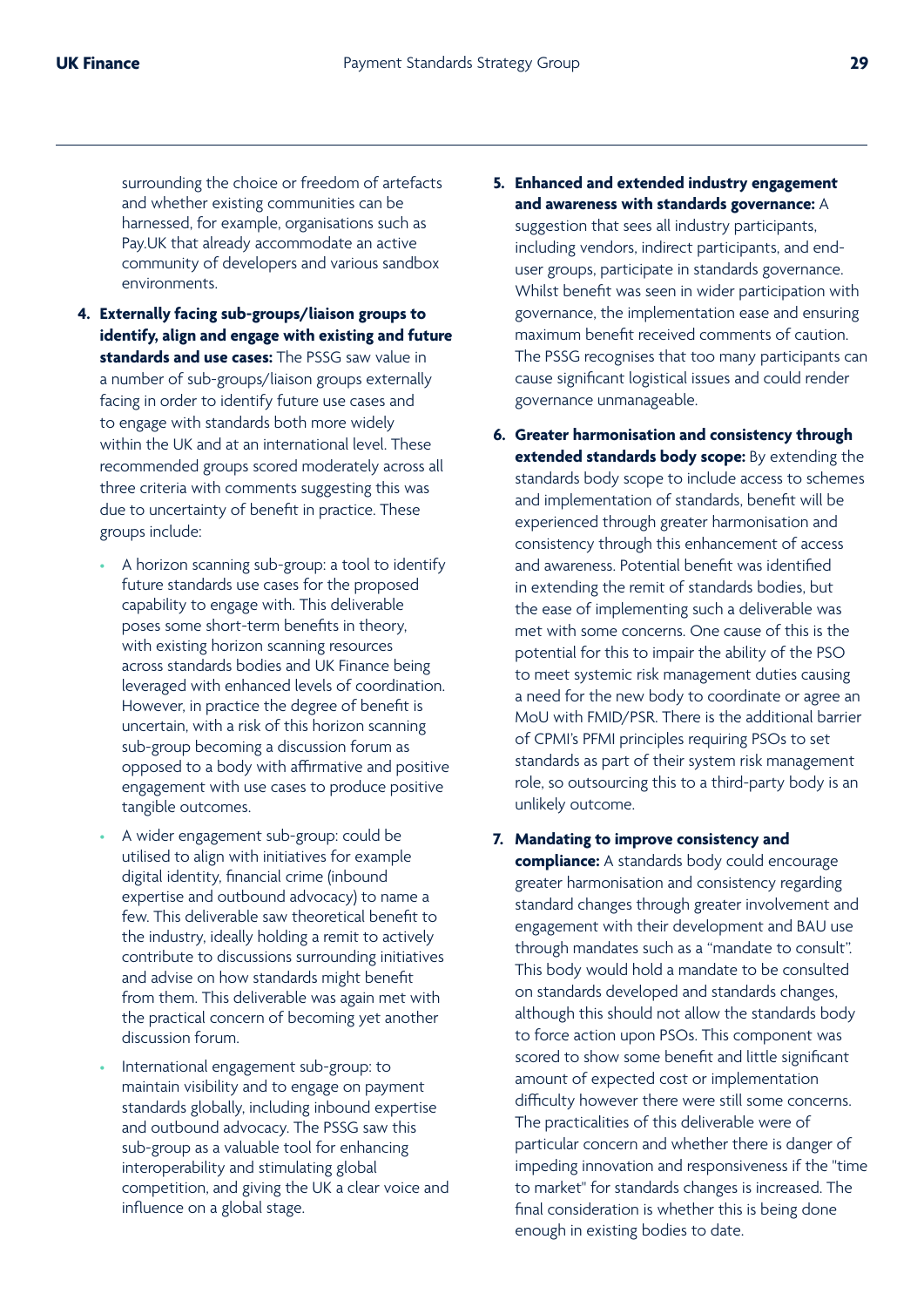surrounding the choice or freedom of artefacts and whether existing communities can be harnessed, for example, organisations such as Pay.UK that already accommodate an active community of developers and various sandbox environments.

4. **Externally facing sub-groups/liaison groups to identify, align and engage with existing and future standards and use cases:** The PSSG saw value in a number of sub-groups/liaison groups externally facing in order to identify future use cases and to engage with standards both more widely within the UK and at an international level. These recommended groups scored moderately across all three criteria with comments suggesting this was due to uncertainty of benefit in practice. These groups include:

    - A horizon scanning sub-group: a tool to identify future standards use cases for the proposed capability to engage with. This deliverable poses some short-term benefits in theory, with existing horizon scanning resources across standards bodies and UK Finance being leveraged with enhanced levels of coordination. However, in practice the degree of benefit is uncertain, with a risk of this horizon scanning sub-group becoming a discussion forum as opposed to a body with affirmative and positive engagement with use cases to produce positive tangible outcomes.
    - A wider engagement sub-group: could be utilised to align with initiatives for example digital identity, financial crime (inbound expertise and outbound advocacy) to name a few. This deliverable saw theoretical benefit to the industry, ideally holding a remit to actively contribute to discussions surrounding initiatives and advise on how standards might benefit from them. This deliverable was again met with the practical concern of becoming yet another discussion forum.
    - International engagement sub-group: to maintain visibility and to engage on payment standards globally, including inbound expertise and outbound advocacy. The PSSG saw this sub-group as a valuable tool for enhancing interoperability and stimulating global competition, and giving the UK a clear voice and influence on a global stage.

5. **Enhanced and extended industry engagement and awareness with standards governance:** A suggestion that sees all industry participants, including vendors, indirect participants, and end-user groups, participate in standards governance. Whilst benefit was seen in wider participation with governance, the implementation ease and ensuring maximum benefit received comments of caution. The PSSG recognises that too many participants can cause significant logistical issues and could render governance unmanageable.

6. **Greater harmonisation and consistency through extended standards body scope:** By extending the standards body scope to include access to schemes and implementation of standards, benefit will be experienced through greater harmonisation and consistency through this enhancement of access and awareness. Potential benefit was identified in extending the remit of standards bodies, but the ease of implementing such a deliverable was met with some concerns. One cause of this is the potential for this to impair the ability of the PSO to meet systemic risk management duties causing a need for the new body to coordinate or agree an MoU with FMID/PSR. There is the additional barrier of CPMI's PFMI principles requiring PSOs to set standards as part of their system risk management role, so outsourcing this to a third-party body is an unlikely outcome.

7. **Mandating to improve consistency and compliance:** A standards body could encourage greater harmonisation and consistency regarding standard changes through greater involvement and engagement with their development and BAU use through mandates such as a "mandate to consult". This body would hold a mandate to be consulted on standards developed and standards changes, although this should not allow the standards body to force action upon PSOs. This component was scored to show some benefit and little significant amount of expected cost or implementation difficulty however there were still some concerns. The practicalities of this deliverable were of particular concern and whether there is danger of impeding innovation and responsiveness if the "time to market" for standards changes is increased. The final consideration is whether this is being done enough in existing bodies to date.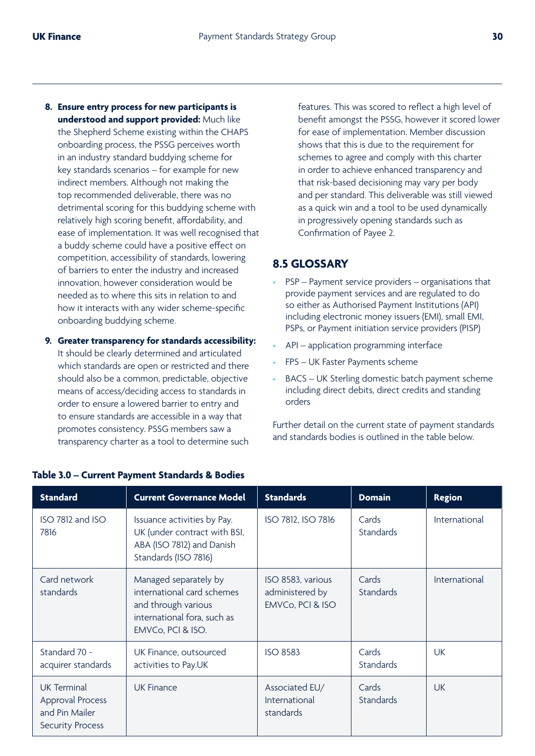8. **Ensure entry process for new participants is understood and support provided:** Much like the Shepherd Scheme existing within the CHAPS onboarding process, the PSSG perceives worth in an industry standard buddying scheme for key standards scenarios – for example for new indirect members. Although not making the top recommended deliverable, there was no detrimental scoring for this buddying scheme with relatively high scoring benefit, affordability, and ease of implementation. It was well recognised that a buddy scheme could have a positive effect on competition, accessibility of standards, lowering of barriers to enter the industry and increased innovation, however consideration would be needed as to where this sits in relation to and how it interacts with any wider scheme-specific onboarding buddying scheme.

9. **Greater transparency for standards accessibility:** It should be clearly determined and articulated which standards are open or restricted and there should also be a common, predictable, objective means of access/deciding access to standards in order to ensure a lowered barrier to entry and to ensure standards are accessible in a way that promotes consistency. PSSG members saw a transparency charter as a tool to determine such features. This was scored to reflect a high level of benefit amongst the PSSG, however it scored lower for ease of implementation. Member discussion shows that this is due to the requirement for schemes to agree and comply with this charter in order to achieve enhanced transparency and that risk-based decisioning may vary per body and per standard. This deliverable was still viewed as a quick win and a tool to be used dynamically in progressively opening standards such as Confirmation of Payee 2.

## 8.5 GLOSSARY

- PSP – Payment service providers – organisations that provide payment services and are regulated to do so either as Authorised Payment Institutions (API) including electronic money issuers (EMI), small EMI, PSPs, or Payment initiation service providers (PISP)
- API – application programming interface
- FPS – UK Faster Payments scheme
- BACS – UK Sterling domestic batch payment scheme including direct debits, direct credits and standing orders

Further detail on the current state of payment standards and standards bodies is outlined in the table below.

**Table 3.0 – Current Payment Standards & Bodies**

| Standard | Current Governance Model | Standards | Domain | Region |
|---|---|---|---|---|
| ISO 7812 and ISO 7816 | Issuance activities by Pay. UK (under contract with BSI, ABA (ISO 7812) and Danish Standards (ISO 7816) | ISO 7812, ISO 7816 | Cards Standards | International |
| Card network standards | Managed separately by international card schemes and through various international fora, such as EMVCo, PCI & ISO. | ISO 8583, various administered by EMVCo, PCI & ISO | Cards Standards | International |
| Standard 70 - acquirer standards | UK Finance, outsourced activities to Pay.UK | ISO 8583 | Cards Standards | UK |
| UK Terminal Approval Process and Pin Mailer Security Process | UK Finance | Associated EU/ International standards | Cards Standards | UK |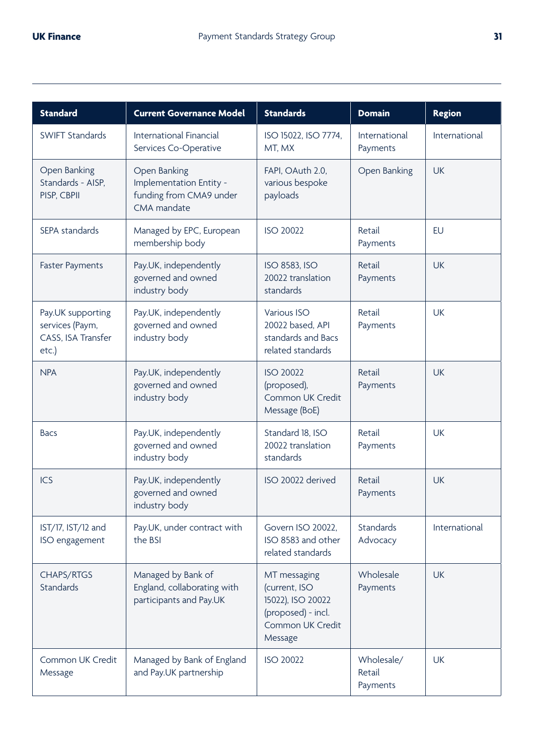| Standard | Current Governance Model | Standards | Domain | Region |
|---|---|---|---|---|
| SWIFT Standards | International Financial Services Co-Operative | ISO 15022, ISO 7774, MT, MX | International Payments | International |
| Open Banking Standards - AISP, PISP, CBPII | Open Banking Implementation Entity - funding from CMA9 under CMA mandate | FAPI, OAuth 2.0, various bespoke payloads | Open Banking | UK |
| SEPA standards | Managed by EPC, European membership body | ISO 20022 | Retail Payments | EU |
| Faster Payments | Pay.UK, independently governed and owned industry body | ISO 8583, ISO 20022 translation standards | Retail Payments | UK |
| Pay.UK supporting services (Paym, CASS, ISA Transfer etc.) | Pay.UK, independently governed and owned industry body | Various ISO 20022 based, API standards and Bacs related standards | Retail Payments | UK |
| NPA | Pay.UK, independently governed and owned industry body | ISO 20022 (proposed), Common UK Credit Message (BoE) | Retail Payments | UK |
| Bacs | Pay.UK, independently governed and owned industry body | Standard 18, ISO 20022 translation standards | Retail Payments | UK |
| ICS | Pay.UK, independently governed and owned industry body | ISO 20022 derived | Retail Payments | UK |
| IST/17, IST/12 and ISO engagement | Pay.UK, under contract with the BSI | Govern ISO 20022, ISO 8583 and other related standards | Standards Advocacy | International |
| CHAPS/RTGS Standards | Managed by Bank of England, collaborating with participants and Pay.UK | MT messaging (current, ISO 15022), ISO 20022 (proposed) - incl. Common UK Credit Message | Wholesale Payments | UK |
| Common UK Credit Message | Managed by Bank of England and Pay.UK partnership | ISO 20022 | Wholesale/ Retail Payments | UK |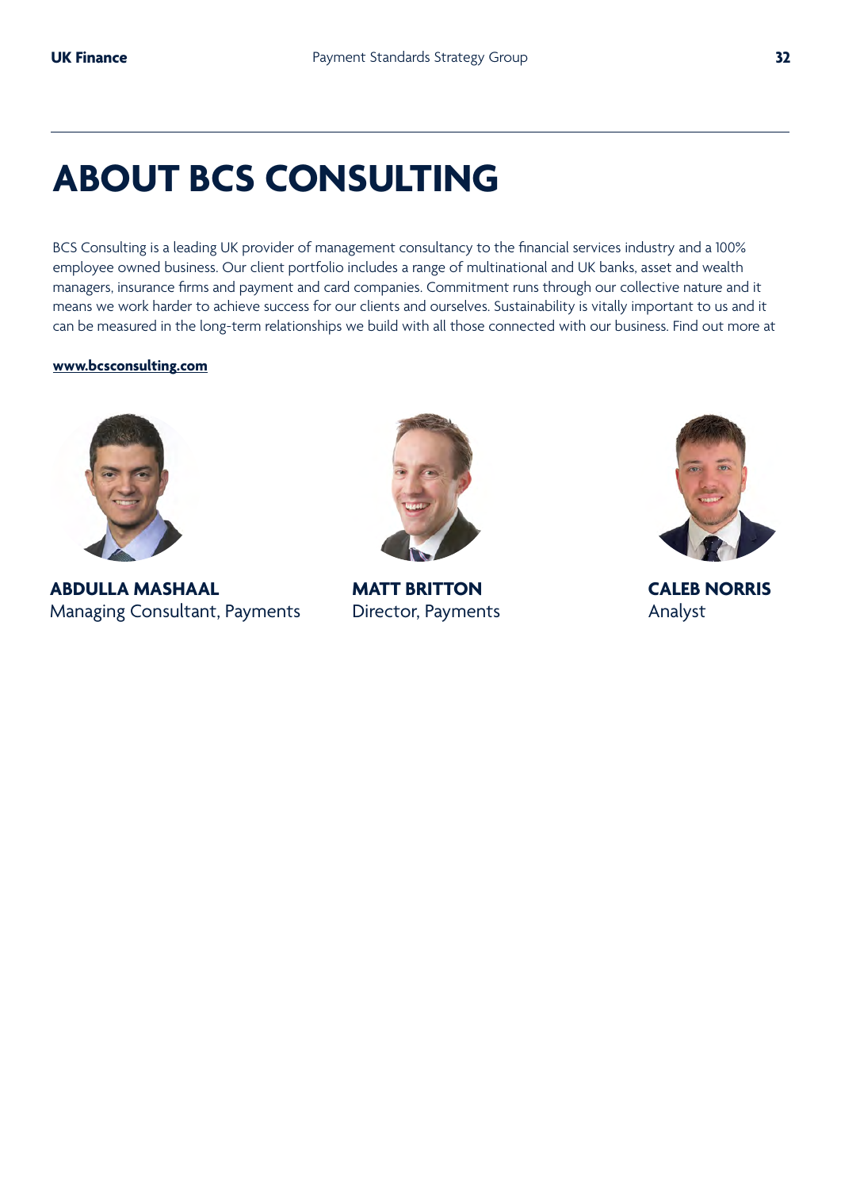# ABOUT BCS CONSULTING

BCS Consulting is a leading UK provider of management consultancy to the financial services industry and a 100% employee owned business. Our client portfolio includes a range of multinational and UK banks, asset and wealth managers, insurance firms and payment and card companies. Commitment runs through our collective nature and it means we work harder to achieve success for our clients and ourselves. Sustainability is vitally important to us and it can be measured in the long-term relationships we build with all those connected with our business. Find out more at

**www.bcsconsulting.com**

**ABDULLA MASHAAL**
Managing Consultant, Payments

**MATT BRITTON**
Director, Payments

**CALEB NORRIS**
Analyst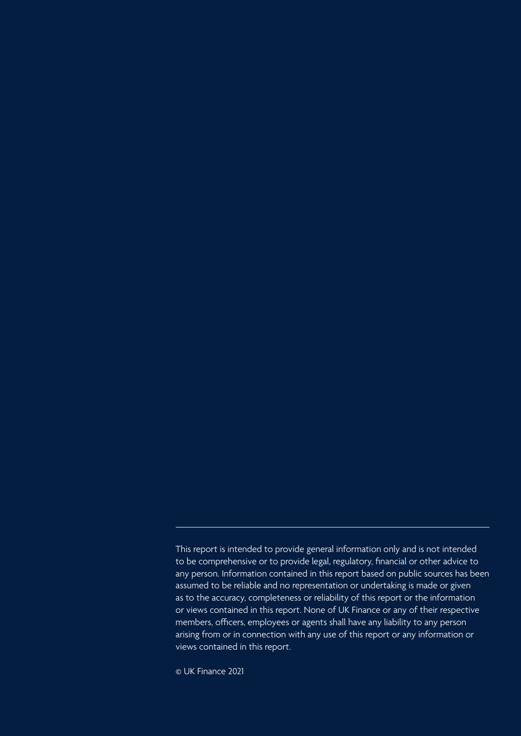This report is intended to provide general information only and is not intended to be comprehensive or to provide legal, regulatory, financial or other advice to any person. Information contained in this report based on public sources has been assumed to be reliable and no representation or undertaking is made or given as to the accuracy, completeness or reliability of this report or the information or views contained in this report. None of UK Finance or any of their respective members, officers, employees or agents shall have any liability to any person arising from or in connection with any use of this report or any information or views contained in this report.

© UK Finance 2021